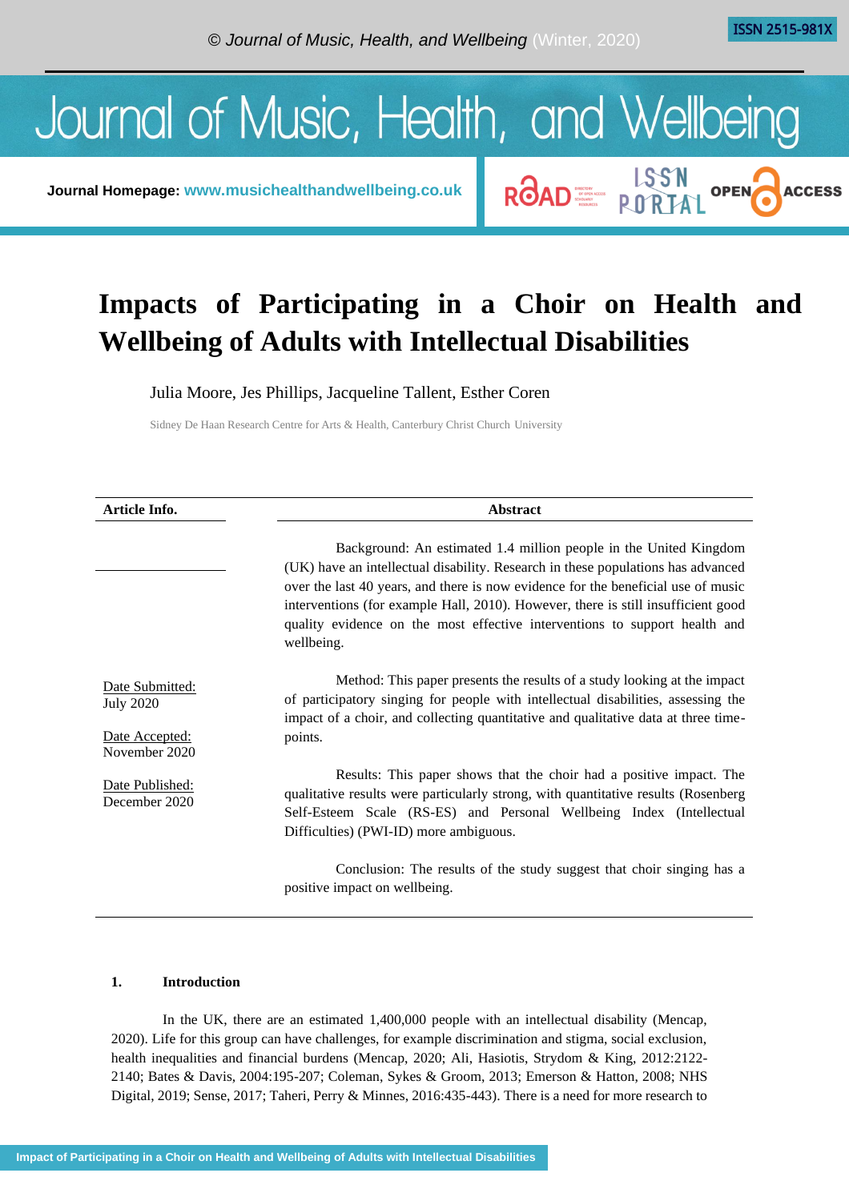# Impacts of Participating in a Choir on Health and Wellbeing of Adults with Intellectual Disabilities

Julia Moore, Jes Phillips, Jacqueline Tallent, Esther Coren

Sidney De Haan Research Centre for Arts & Health, Canterbury Christ Church University

| Article Info. | Abstract |
|---|---|
| | Background: An estimated 1.4 million people in the United Kingdom (UK) have an intellectual disability. Research in these populations has advanced over the last 40 years, and there is now evidence for the beneficial use of music interventions (for example Hall, 2010). However, there is still insufficient good quality evidence on the most effective interventions to support health and wellbeing. |
| Date Submitted: July 2020<br><br>Date Accepted: November 2020<br><br>Date Published: December 2020 | Method: This paper presents the results of a study looking at the impact of participatory singing for people with intellectual disabilities, assessing the impact of a choir, and collecting quantitative and qualitative data at three time-points. |
| | Results: This paper shows that the choir had a positive impact. The qualitative results were particularly strong, with quantitative results (Rosenberg Self-Esteem Scale (RS-ES) and Personal Wellbeing Index (Intellectual Difficulties) (PWI-ID) more ambiguous. |
| | Conclusion: The results of the study suggest that choir singing has a positive impact on wellbeing. |

## 1. Introduction

In the UK, there are an estimated 1,400,000 people with an intellectual disability (Mencap, 2020). Life for this group can have challenges, for example discrimination and stigma, social exclusion, health inequalities and financial burdens (Mencap, 2020; Ali, Hasiotis, Strydom & King, 2012:2122-2140; Bates & Davis, 2004:195-207; Coleman, Sykes & Groom, 2013; Emerson & Hatton, 2008; NHS Digital, 2019; Sense, 2017; Taheri, Perry & Minnes, 2016:435-443). There is a need for more research to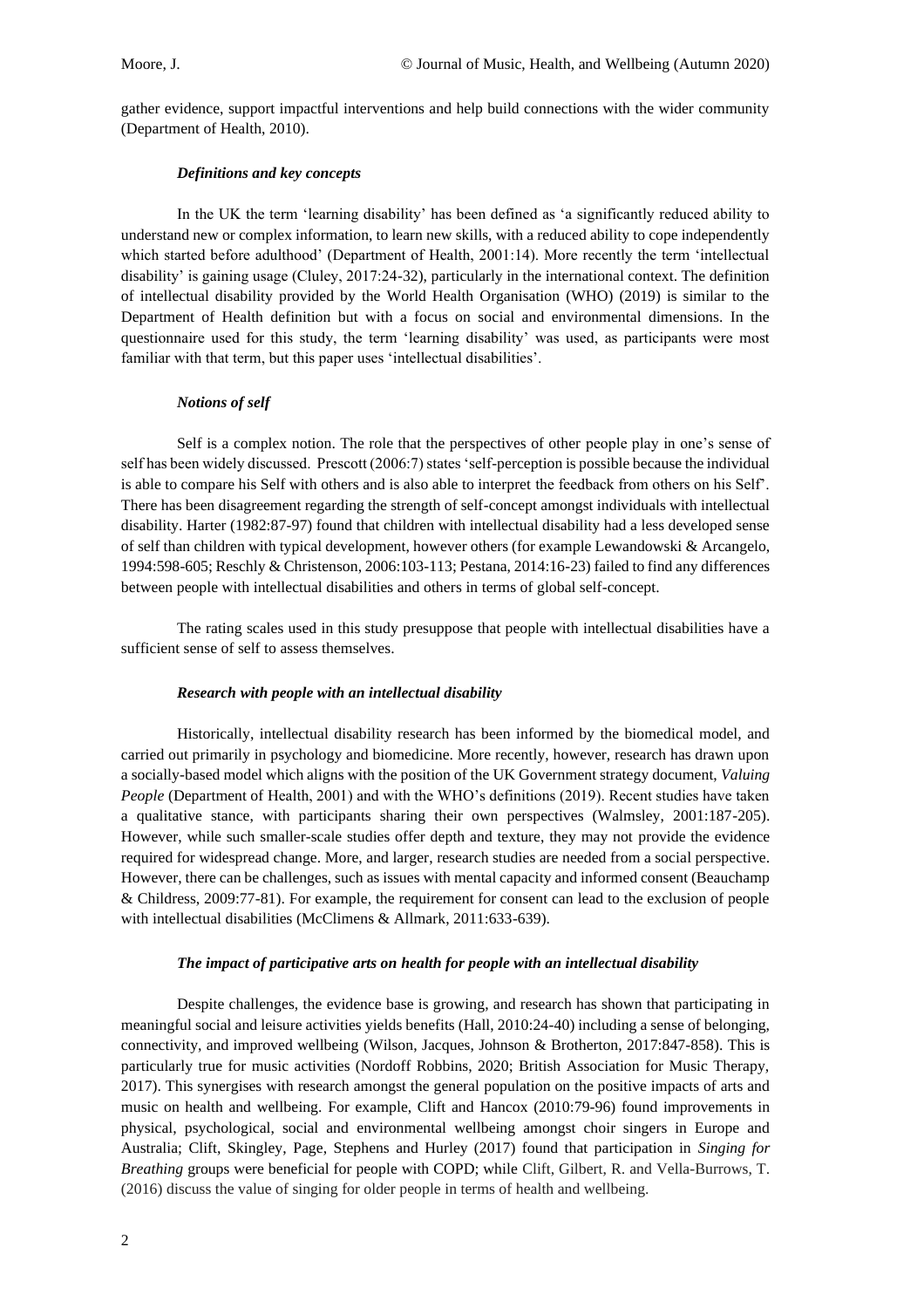gather evidence, support impactful interventions and help build connections with the wider community (Department of Health, 2010).

### *Definitions and key concepts*

In the UK the term 'learning disability' has been defined as 'a significantly reduced ability to understand new or complex information, to learn new skills, with a reduced ability to cope independently which started before adulthood' (Department of Health, 2001:14). More recently the term 'intellectual disability' is gaining usage (Cluley, 2017:24-32), particularly in the international context. The definition of intellectual disability provided by the World Health Organisation (WHO) (2019) is similar to the Department of Health definition but with a focus on social and environmental dimensions. In the questionnaire used for this study, the term 'learning disability' was used, as participants were most familiar with that term, but this paper uses 'intellectual disabilities'.

### *Notions of self*

Self is a complex notion. The role that the perspectives of other people play in one's sense of self has been widely discussed. Prescott (2006:7) states 'self-perception is possible because the individual is able to compare his Self with others and is also able to interpret the feedback from others on his Self'. There has been disagreement regarding the strength of self-concept amongst individuals with intellectual disability. Harter (1982:87-97) found that children with intellectual disability had a less developed sense of self than children with typical development, however others (for example Lewandowski & Arcangelo, 1994:598-605; Reschly & Christenson, 2006:103-113; Pestana, 2014:16-23) failed to find any differences between people with intellectual disabilities and others in terms of global self-concept.

The rating scales used in this study presuppose that people with intellectual disabilities have a sufficient sense of self to assess themselves.

### *Research with people with an intellectual disability*

Historically, intellectual disability research has been informed by the biomedical model, and carried out primarily in psychology and biomedicine. More recently, however, research has drawn upon a socially-based model which aligns with the position of the UK Government strategy document, *Valuing People* (Department of Health, 2001) and with the WHO's definitions (2019). Recent studies have taken a qualitative stance, with participants sharing their own perspectives (Walmsley, 2001:187-205). However, while such smaller-scale studies offer depth and texture, they may not provide the evidence required for widespread change. More, and larger, research studies are needed from a social perspective. However, there can be challenges, such as issues with mental capacity and informed consent (Beauchamp & Childress, 2009:77-81). For example, the requirement for consent can lead to the exclusion of people with intellectual disabilities (McClimens & Allmark, 2011:633-639).

### *The impact of participative arts on health for people with an intellectual disability*

Despite challenges, the evidence base is growing, and research has shown that participating in meaningful social and leisure activities yields benefits (Hall, 2010:24-40) including a sense of belonging, connectivity, and improved wellbeing (Wilson, Jacques, Johnson & Brotherton, 2017:847-858). This is particularly true for music activities (Nordoff Robbins, 2020; British Association for Music Therapy, 2017). This synergises with research amongst the general population on the positive impacts of arts and music on health and wellbeing. For example, Clift and Hancox (2010:79-96) found improvements in physical, psychological, social and environmental wellbeing amongst choir singers in Europe and Australia; Clift, Skingley, Page, Stephens and Hurley (2017) found that participation in *Singing for Breathing* groups were beneficial for people with COPD; while Clift, Gilbert, R. and Vella-Burrows, T. (2016) discuss the value of singing for older people in terms of health and wellbeing.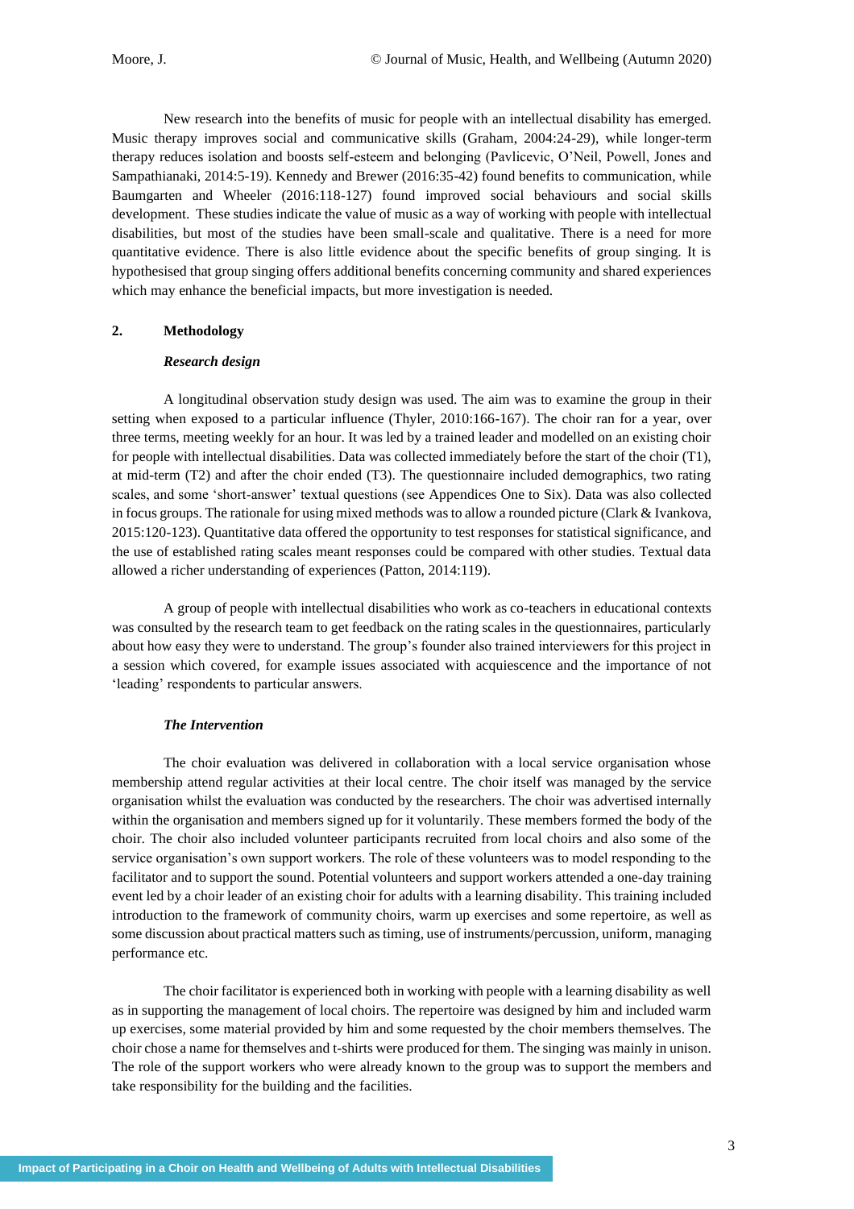New research into the benefits of music for people with an intellectual disability has emerged. Music therapy improves social and communicative skills (Graham, 2004:24-29), while longer-term therapy reduces isolation and boosts self-esteem and belonging (Pavlicevic, O'Neil, Powell, Jones and Sampathianaki, 2014:5-19). Kennedy and Brewer (2016:35-42) found benefits to communication, while Baumgarten and Wheeler (2016:118-127) found improved social behaviours and social skills development. These studies indicate the value of music as a way of working with people with intellectual disabilities, but most of the studies have been small-scale and qualitative. There is a need for more quantitative evidence. There is also little evidence about the specific benefits of group singing. It is hypothesised that group singing offers additional benefits concerning community and shared experiences which may enhance the beneficial impacts, but more investigation is needed.

## 2. Methodology

### *Research design*

A longitudinal observation study design was used. The aim was to examine the group in their setting when exposed to a particular influence (Thyler, 2010:166-167). The choir ran for a year, over three terms, meeting weekly for an hour. It was led by a trained leader and modelled on an existing choir for people with intellectual disabilities. Data was collected immediately before the start of the choir (T1), at mid-term (T2) and after the choir ended (T3). The questionnaire included demographics, two rating scales, and some 'short-answer' textual questions (see Appendices One to Six). Data was also collected in focus groups. The rationale for using mixed methods was to allow a rounded picture (Clark & Ivankova, 2015:120-123). Quantitative data offered the opportunity to test responses for statistical significance, and the use of established rating scales meant responses could be compared with other studies. Textual data allowed a richer understanding of experiences (Patton, 2014:119).

A group of people with intellectual disabilities who work as co-teachers in educational contexts was consulted by the research team to get feedback on the rating scales in the questionnaires, particularly about how easy they were to understand. The group's founder also trained interviewers for this project in a session which covered, for example issues associated with acquiescence and the importance of not 'leading' respondents to particular answers.

### *The Intervention*

The choir evaluation was delivered in collaboration with a local service organisation whose membership attend regular activities at their local centre. The choir itself was managed by the service organisation whilst the evaluation was conducted by the researchers. The choir was advertised internally within the organisation and members signed up for it voluntarily. These members formed the body of the choir. The choir also included volunteer participants recruited from local choirs and also some of the service organisation's own support workers. The role of these volunteers was to model responding to the facilitator and to support the sound. Potential volunteers and support workers attended a one-day training event led by a choir leader of an existing choir for adults with a learning disability. This training included introduction to the framework of community choirs, warm up exercises and some repertoire, as well as some discussion about practical matters such as timing, use of instruments/percussion, uniform, managing performance etc.

The choir facilitator is experienced both in working with people with a learning disability as well as in supporting the management of local choirs. The repertoire was designed by him and included warm up exercises, some material provided by him and some requested by the choir members themselves. The choir chose a name for themselves and t-shirts were produced for them. The singing was mainly in unison. The role of the support workers who were already known to the group was to support the members and take responsibility for the building and the facilities.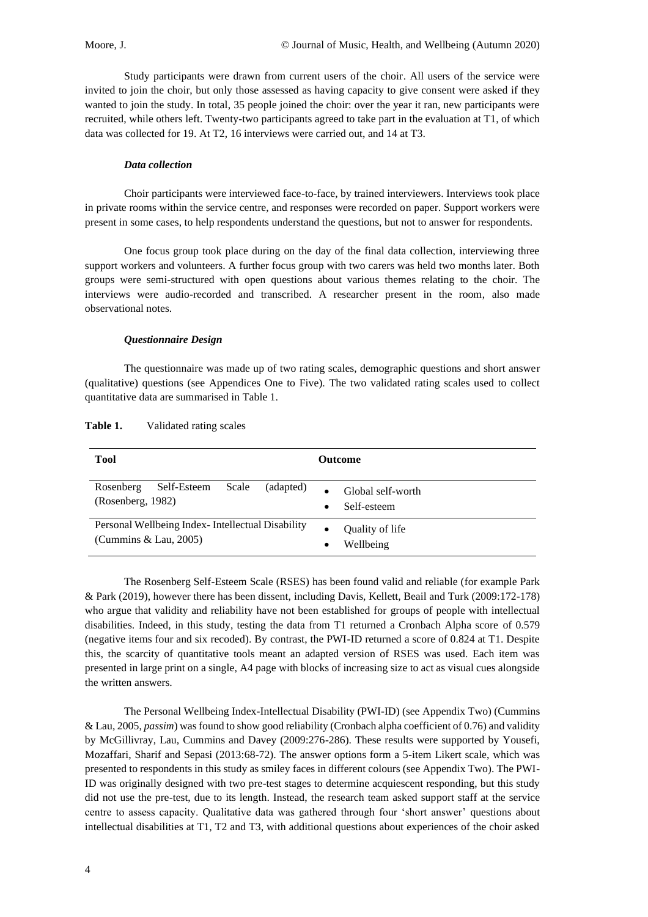Study participants were drawn from current users of the choir. All users of the service were invited to join the choir, but only those assessed as having capacity to give consent were asked if they wanted to join the study. In total, 35 people joined the choir: over the year it ran, new participants were recruited, while others left. Twenty-two participants agreed to take part in the evaluation at T1, of which data was collected for 19. At T2, 16 interviews were carried out, and 14 at T3.

### *Data collection*

Choir participants were interviewed face-to-face, by trained interviewers. Interviews took place in private rooms within the service centre, and responses were recorded on paper. Support workers were present in some cases, to help respondents understand the questions, but not to answer for respondents.

One focus group took place during on the day of the final data collection, interviewing three support workers and volunteers. A further focus group with two carers was held two months later. Both groups were semi-structured with open questions about various themes relating to the choir. The interviews were audio-recorded and transcribed. A researcher present in the room, also made observational notes.

### *Questionnaire Design*

The questionnaire was made up of two rating scales, demographic questions and short answer (qualitative) questions (see Appendices One to Five). The two validated rating scales used to collect quantitative data are summarised in Table 1.

**Table 1.** Validated rating scales

| **Tool** | **Outcome** |
|---|---|
| Rosenberg Self-Esteem Scale (adapted) (Rosenberg, 1982) | • Global self-worth<br>• Self-esteem |
| Personal Wellbeing Index- Intellectual Disability (Cummins & Lau, 2005) | • Quality of life<br>• Wellbeing |

The Rosenberg Self-Esteem Scale (RSES) has been found valid and reliable (for example Park & Park (2019), however there has been dissent, including Davis, Kellett, Beail and Turk (2009:172-178) who argue that validity and reliability have not been established for groups of people with intellectual disabilities. Indeed, in this study, testing the data from T1 returned a Cronbach Alpha score of 0.579 (negative items four and six recoded). By contrast, the PWI-ID returned a score of 0.824 at T1. Despite this, the scarcity of quantitative tools meant an adapted version of RSES was used. Each item was presented in large print on a single, A4 page with blocks of increasing size to act as visual cues alongside the written answers.

The Personal Wellbeing Index-Intellectual Disability (PWI-ID) (see Appendix Two) (Cummins & Lau, 2005, *passim*) was found to show good reliability (Cronbach alpha coefficient of 0.76) and validity by McGillivray, Lau, Cummins and Davey (2009:276-286). These results were supported by Yousefi, Mozaffari, Sharif and Sepasi (2013:68-72). The answer options form a 5-item Likert scale, which was presented to respondents in this study as smiley faces in different colours (see Appendix Two). The PWI-ID was originally designed with two pre-test stages to determine acquiescent responding, but this study did not use the pre-test, due to its length. Instead, the research team asked support staff at the service centre to assess capacity. Qualitative data was gathered through four 'short answer' questions about intellectual disabilities at T1, T2 and T3, with additional questions about experiences of the choir asked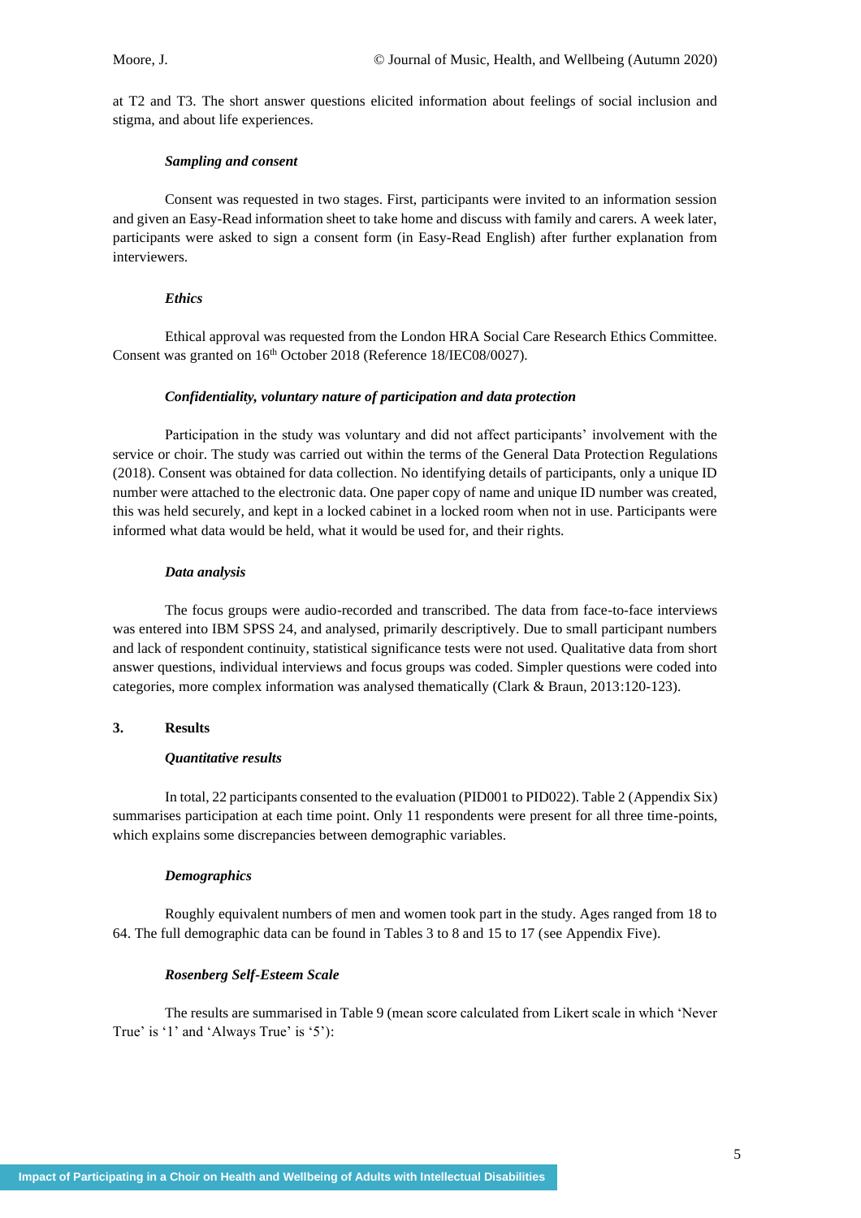at T2 and T3. The short answer questions elicited information about feelings of social inclusion and stigma, and about life experiences.

#### *Sampling and consent*

Consent was requested in two stages. First, participants were invited to an information session and given an Easy-Read information sheet to take home and discuss with family and carers. A week later, participants were asked to sign a consent form (in Easy-Read English) after further explanation from interviewers.

#### *Ethics*

Ethical approval was requested from the London HRA Social Care Research Ethics Committee. Consent was granted on 16th October 2018 (Reference 18/IEC08/0027).

#### *Confidentiality, voluntary nature of participation and data protection*

Participation in the study was voluntary and did not affect participants' involvement with the service or choir. The study was carried out within the terms of the General Data Protection Regulations (2018). Consent was obtained for data collection. No identifying details of participants, only a unique ID number were attached to the electronic data. One paper copy of name and unique ID number was created, this was held securely, and kept in a locked cabinet in a locked room when not in use. Participants were informed what data would be held, what it would be used for, and their rights.

#### *Data analysis*

The focus groups were audio-recorded and transcribed. The data from face-to-face interviews was entered into IBM SPSS 24, and analysed, primarily descriptively. Due to small participant numbers and lack of respondent continuity, statistical significance tests were not used. Qualitative data from short answer questions, individual interviews and focus groups was coded. Simpler questions were coded into categories, more complex information was analysed thematically (Clark & Braun, 2013:120-123).

## 3. Results

#### *Quantitative results*

In total, 22 participants consented to the evaluation (PID001 to PID022). Table 2 (Appendix Six) summarises participation at each time point. Only 11 respondents were present for all three time-points, which explains some discrepancies between demographic variables.

#### *Demographics*

Roughly equivalent numbers of men and women took part in the study. Ages ranged from 18 to 64. The full demographic data can be found in Tables 3 to 8 and 15 to 17 (see Appendix Five).

#### *Rosenberg Self-Esteem Scale*

The results are summarised in Table 9 (mean score calculated from Likert scale in which 'Never True' is '1' and 'Always True' is '5'):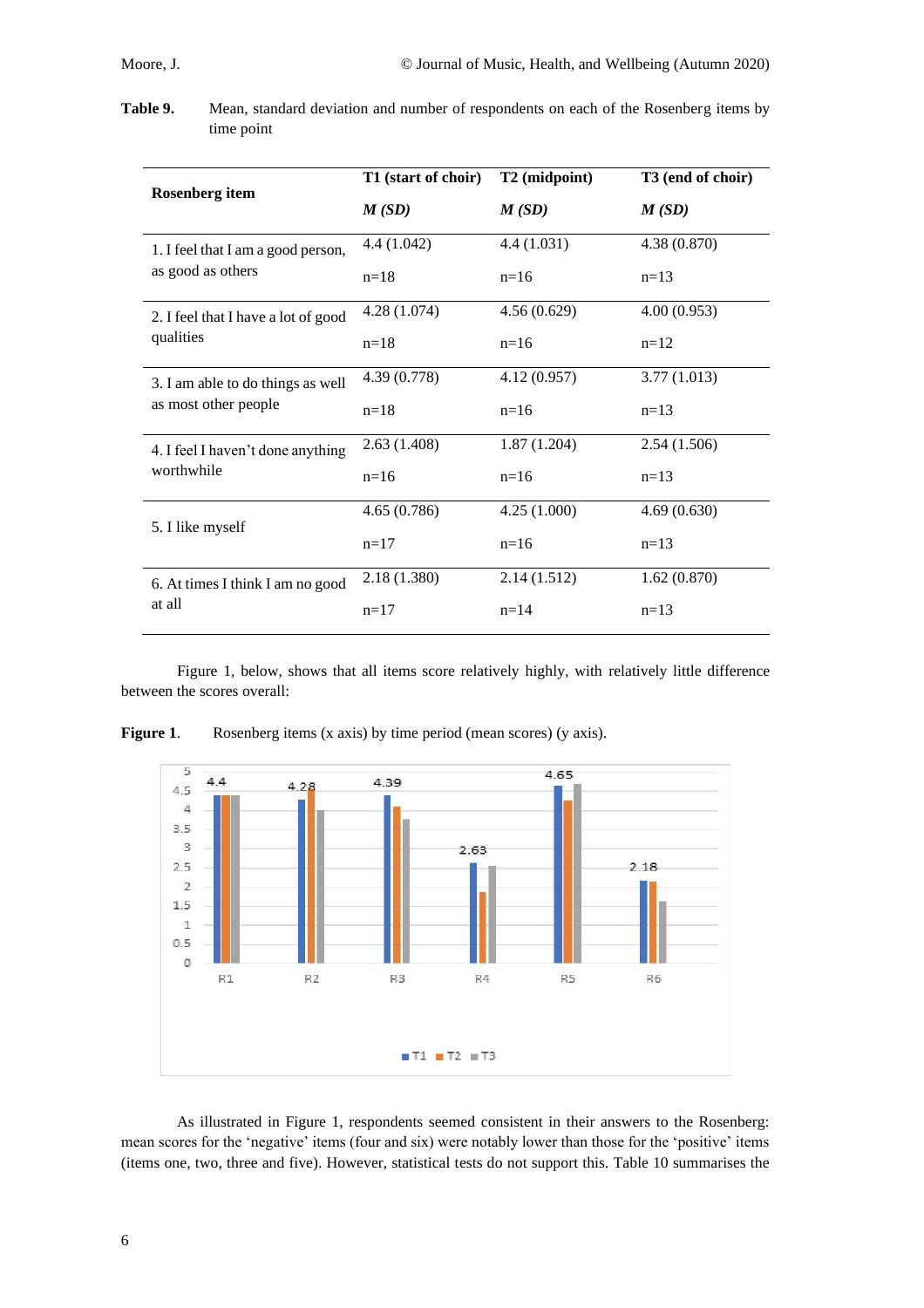**Table 9.** Mean, standard deviation and number of respondents on each of the Rosenberg items by time point

| Rosenberg item | T1 (start of choir) | T2 (midpoint) | T3 (end of choir) |
|---|---|---|---|
| | *M (SD)* | *M (SD)* | *M (SD)* |
| 1. I feel that I am a good person, as good as others | 4.4 (1.042) n=18 | 4.4 (1.031) n=16 | 4.38 (0.870) n=13 |
| 2. I feel that I have a lot of good qualities | 4.28 (1.074) n=18 | 4.56 (0.629) n=16 | 4.00 (0.953) n=12 |
| 3. I am able to do things as well as most other people | 4.39 (0.778) n=18 | 4.12 (0.957) n=16 | 3.77 (1.013) n=13 |
| 4. I feel I haven't done anything worthwhile | 2.63 (1.408) n=16 | 1.87 (1.204) n=16 | 2.54 (1.506) n=13 |
| 5. I like myself | 4.65 (0.786) n=17 | 4.25 (1.000) n=16 | 4.69 (0.630) n=13 |
| 6. At times I think I am no good at all | 2.18 (1.380) n=17 | 2.14 (1.512) n=14 | 1.62 (0.870) n=13 |

Figure 1, below, shows that all items score relatively highly, with relatively little difference between the scores overall:

**Figure 1.** Rosenberg items (x axis) by time period (mean scores) (y axis).

As illustrated in Figure 1, respondents seemed consistent in their answers to the Rosenberg: mean scores for the 'negative' items (four and six) were notably lower than those for the 'positive' items (items one, two, three and five). However, statistical tests do not support this. Table 10 summarises the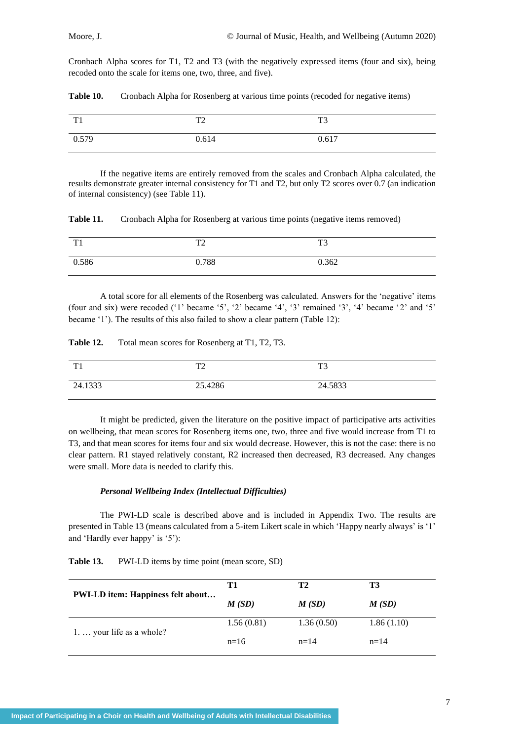Cronbach Alpha scores for T1, T2 and T3 (with the negatively expressed items (four and six), being recoded onto the scale for items one, two, three, and five).

**Table 10.** Cronbach Alpha for Rosenberg at various time points (recoded for negative items)

| T1 | T2 | T3 |
|---|---|---|
| 0.579 | 0.614 | 0.617 |

If the negative items are entirely removed from the scales and Cronbach Alpha calculated, the results demonstrate greater internal consistency for T1 and T2, but only T2 scores over 0.7 (an indication of internal consistency) (see Table 11).

**Table 11.** Cronbach Alpha for Rosenberg at various time points (negative items removed)

| T1 | T2 | T3 |
|---|---|---|
| 0.586 | 0.788 | 0.362 |

A total score for all elements of the Rosenberg was calculated. Answers for the 'negative' items (four and six) were recoded ('1' became '5', '2' became '4', '3' remained '3', '4' became '2' and '5' became '1'). The results of this also failed to show a clear pattern (Table 12):

**Table 12.** Total mean scores for Rosenberg at T1, T2, T3.

| T1 | T2 | T3 |
|---|---|---|
| 24.1333 | 25.4286 | 24.5833 |

It might be predicted, given the literature on the positive impact of participative arts activities on wellbeing, that mean scores for Rosenberg items one, two, three and five would increase from T1 to T3, and that mean scores for items four and six would decrease. However, this is not the case: there is no clear pattern. R1 stayed relatively constant, R2 increased then decreased, R3 decreased. Any changes were small. More data is needed to clarify this.

#### *Personal Wellbeing Index (Intellectual Difficulties)*

The PWI-LD scale is described above and is included in Appendix Two. The results are presented in Table 13 (means calculated from a 5-item Likert scale in which 'Happy nearly always' is '1' and 'Hardly ever happy' is '5'):

**Table 13.** PWI-LD items by time point (mean score, SD)

| **PWI-LD item: Happiness felt about…** | **T1** | **T2** | **T3** |
|---|---|---|---|
| | ***M (SD)*** | ***M (SD)*** | ***M (SD)*** |
| 1. … your life as a whole? | 1.56 (0.81) | 1.36 (0.50) | 1.86 (1.10) |
| | n=16 | n=14 | n=14 |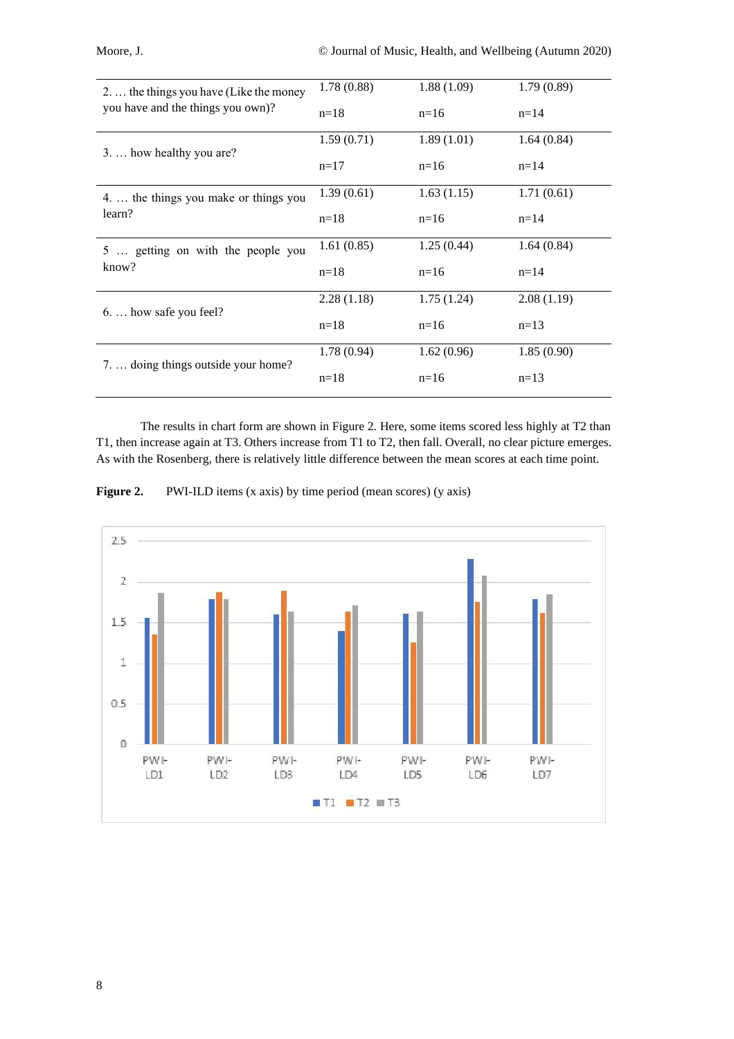| | | | |
|---|---|---|---|
| 2. … the things you have (Like the money you have and the things you own)? | 1.78 (0.88)<br>n=18 | 1.88 (1.09)<br>n=16 | 1.79 (0.89)<br>n=14 |
| 3. … how healthy you are? | 1.59 (0.71)<br>n=17 | 1.89 (1.01)<br>n=16 | 1.64 (0.84)<br>n=14 |
| 4. … the things you make or things you learn? | 1.39 (0.61)<br>n=18 | 1.63 (1.15)<br>n=16 | 1.71 (0.61)<br>n=14 |
| 5 … getting on with the people you know? | 1.61 (0.85)<br>n=18 | 1.25 (0.44)<br>n=16 | 1.64 (0.84)<br>n=14 |
| 6. … how safe you feel? | 2.28 (1.18)<br>n=18 | 1.75 (1.24)<br>n=16 | 2.08 (1.19)<br>n=13 |
| 7. … doing things outside your home? | 1.78 (0.94)<br>n=18 | 1.62 (0.96)<br>n=16 | 1.85 (0.90)<br>n=13 |

The results in chart form are shown in Figure 2. Here, some items scored less highly at T2 than T1, then increase again at T3. Others increase from T1 to T2, then fall. Overall, no clear picture emerges. As with the Rosenberg, there is relatively little difference between the mean scores at each time point.

**Figure 2.** PWI-ILD items (x axis) by time period (mean scores) (y axis)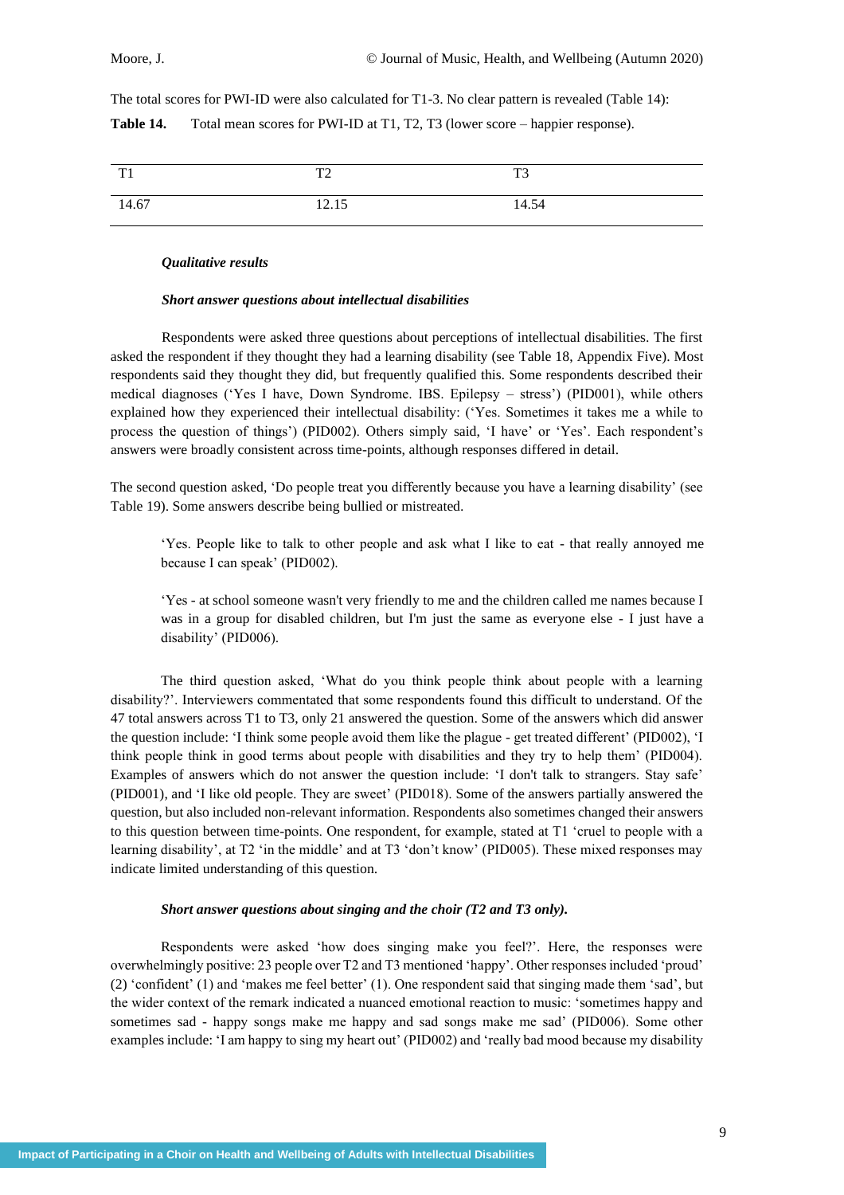The total scores for PWI-ID were also calculated for T1-3. No clear pattern is revealed (Table 14):

**Table 14.** Total mean scores for PWI-ID at T1, T2, T3 (lower score – happier response).

| T1 | T2 | T3 |
|---|---|---|
| 14.67 | 12.15 | 14.54 |

### *Qualitative results*

#### *Short answer questions about intellectual disabilities*

Respondents were asked three questions about perceptions of intellectual disabilities. The first asked the respondent if they thought they had a learning disability (see Table 18, Appendix Five). Most respondents said they thought they did, but frequently qualified this. Some respondents described their medical diagnoses ('Yes I have, Down Syndrome. IBS. Epilepsy – stress') (PID001), while others explained how they experienced their intellectual disability: ('Yes. Sometimes it takes me a while to process the question of things') (PID002). Others simply said, 'I have' or 'Yes'. Each respondent's answers were broadly consistent across time-points, although responses differed in detail.

The second question asked, 'Do people treat you differently because you have a learning disability' (see Table 19). Some answers describe being bullied or mistreated.

> 'Yes. People like to talk to other people and ask what I like to eat - that really annoyed me because I can speak' (PID002).

> 'Yes - at school someone wasn't very friendly to me and the children called me names because I was in a group for disabled children, but I'm just the same as everyone else - I just have a disability' (PID006).

The third question asked, 'What do you think people think about people with a learning disability?'. Interviewers commentated that some respondents found this difficult to understand. Of the 47 total answers across T1 to T3, only 21 answered the question. Some of the answers which did answer the question include: 'I think some people avoid them like the plague - get treated different' (PID002), 'I think people think in good terms about people with disabilities and they try to help them' (PID004). Examples of answers which do not answer the question include: 'I don't talk to strangers. Stay safe' (PID001), and 'I like old people. They are sweet' (PID018). Some of the answers partially answered the question, but also included non-relevant information. Respondents also sometimes changed their answers to this question between time-points. One respondent, for example, stated at T1 'cruel to people with a learning disability', at T2 'in the middle' and at T3 'don't know' (PID005). These mixed responses may indicate limited understanding of this question.

#### *Short answer questions about singing and the choir (T2 and T3 only).*

Respondents were asked 'how does singing make you feel?'. Here, the responses were overwhelmingly positive: 23 people over T2 and T3 mentioned 'happy'. Other responses included 'proud' (2) 'confident' (1) and 'makes me feel better' (1). One respondent said that singing made them 'sad', but the wider context of the remark indicated a nuanced emotional reaction to music: 'sometimes happy and sometimes sad - happy songs make me happy and sad songs make me sad' (PID006). Some other examples include: 'I am happy to sing my heart out' (PID002) and 'really bad mood because my disability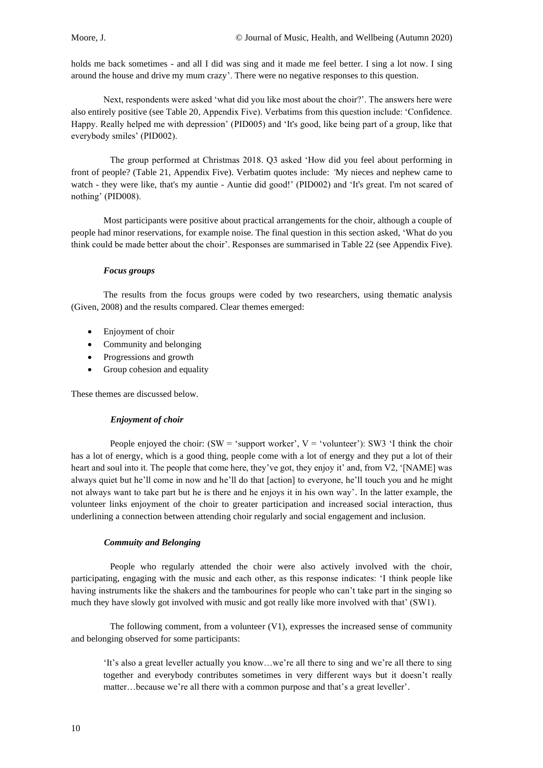holds me back sometimes - and all I did was sing and it made me feel better. I sing a lot now. I sing around the house and drive my mum crazy'. There were no negative responses to this question.

Next, respondents were asked 'what did you like most about the choir?'. The answers here were also entirely positive (see Table 20, Appendix Five). Verbatims from this question include: 'Confidence. Happy. Really helped me with depression' (PID005) and 'It's good, like being part of a group, like that everybody smiles' (PID002).

The group performed at Christmas 2018. Q3 asked 'How did you feel about performing in front of people? (Table 21, Appendix Five). Verbatim quotes include: 'My nieces and nephew came to watch - they were like, that's my auntie - Auntie did good!' (PID002) and 'It's great. I'm not scared of nothing' (PID008).

Most participants were positive about practical arrangements for the choir, although a couple of people had minor reservations, for example noise. The final question in this section asked, 'What do you think could be made better about the choir'. Responses are summarised in Table 22 (see Appendix Five).

### *Focus groups*

The results from the focus groups were coded by two researchers, using thematic analysis (Given, 2008) and the results compared. Clear themes emerged:

- Enjoyment of choir
- Community and belonging
- Progressions and growth
- Group cohesion and equality

These themes are discussed below.

#### *Enjoyment of choir*

People enjoyed the choir: (SW = 'support worker', V = 'volunteer'): SW3 'I think the choir has a lot of energy, which is a good thing, people come with a lot of energy and they put a lot of their heart and soul into it. The people that come here, they've got, they enjoy it' and, from V2, '[NAME] was always quiet but he'll come in now and he'll do that [action] to everyone, he'll touch you and he might not always want to take part but he is there and he enjoys it in his own way'. In the latter example, the volunteer links enjoyment of the choir to greater participation and increased social interaction, thus underlining a connection between attending choir regularly and social engagement and inclusion.

#### *Commuity and Belonging*

People who regularly attended the choir were also actively involved with the choir, participating, engaging with the music and each other, as this response indicates: 'I think people like having instruments like the shakers and the tambourines for people who can't take part in the singing so much they have slowly got involved with music and got really like more involved with that' (SW1).

The following comment, from a volunteer (V1), expresses the increased sense of community and belonging observed for some participants:

> 'It's also a great leveller actually you know…we're all there to sing and we're all there to sing together and everybody contributes sometimes in very different ways but it doesn't really matter…because we're all there with a common purpose and that's a great leveller'.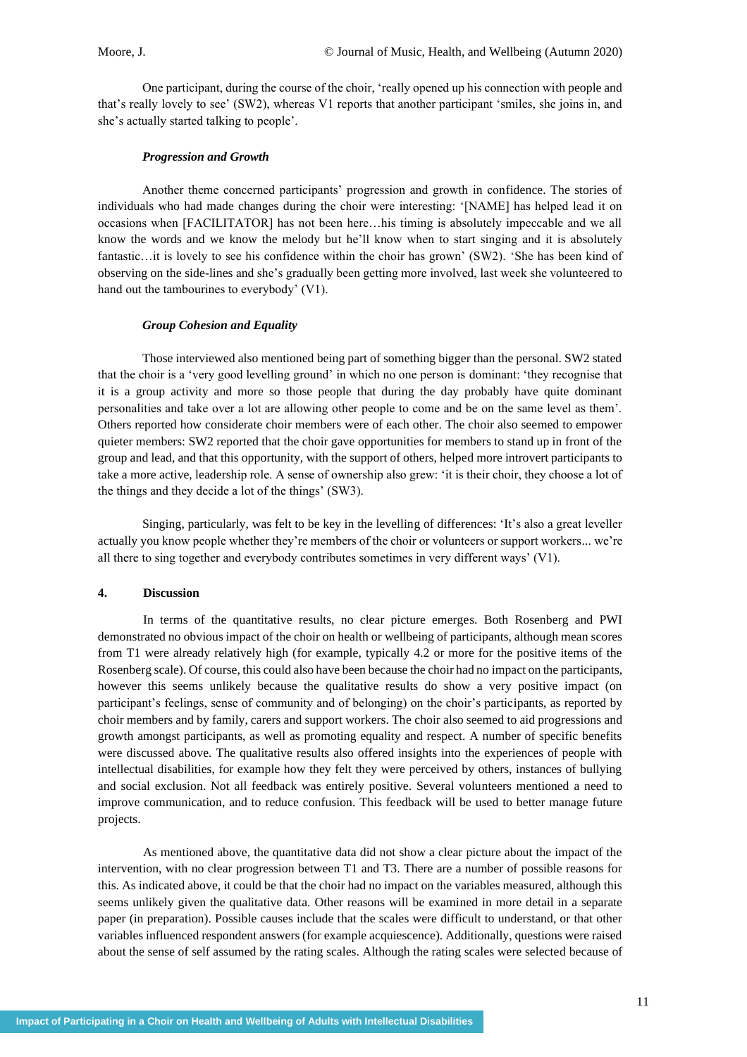One participant, during the course of the choir, 'really opened up his connection with people and that's really lovely to see' (SW2), whereas V1 reports that another participant 'smiles, she joins in, and she's actually started talking to people'.

### *Progression and Growth*

Another theme concerned participants' progression and growth in confidence. The stories of individuals who had made changes during the choir were interesting: '[NAME] has helped lead it on occasions when [FACILITATOR] has not been here…his timing is absolutely impeccable and we all know the words and we know the melody but he'll know when to start singing and it is absolutely fantastic…it is lovely to see his confidence within the choir has grown' (SW2). 'She has been kind of observing on the side-lines and she's gradually been getting more involved, last week she volunteered to hand out the tambourines to everybody' (V1).

### *Group Cohesion and Equality*

Those interviewed also mentioned being part of something bigger than the personal. SW2 stated that the choir is a 'very good levelling ground' in which no one person is dominant: 'they recognise that it is a group activity and more so those people that during the day probably have quite dominant personalities and take over a lot are allowing other people to come and be on the same level as them'. Others reported how considerate choir members were of each other. The choir also seemed to empower quieter members: SW2 reported that the choir gave opportunities for members to stand up in front of the group and lead, and that this opportunity, with the support of others, helped more introvert participants to take a more active, leadership role. A sense of ownership also grew: 'it is their choir, they choose a lot of the things and they decide a lot of the things' (SW3).

Singing, particularly, was felt to be key in the levelling of differences: 'It's also a great leveller actually you know people whether they're members of the choir or volunteers or support workers... we're all there to sing together and everybody contributes sometimes in very different ways' (V1).

## 4. Discussion

In terms of the quantitative results, no clear picture emerges. Both Rosenberg and PWI demonstrated no obvious impact of the choir on health or wellbeing of participants, although mean scores from T1 were already relatively high (for example, typically 4.2 or more for the positive items of the Rosenberg scale). Of course, this could also have been because the choir had no impact on the participants, however this seems unlikely because the qualitative results do show a very positive impact (on participant's feelings, sense of community and of belonging) on the choir's participants, as reported by choir members and by family, carers and support workers. The choir also seemed to aid progressions and growth amongst participants, as well as promoting equality and respect. A number of specific benefits were discussed above. The qualitative results also offered insights into the experiences of people with intellectual disabilities, for example how they felt they were perceived by others, instances of bullying and social exclusion. Not all feedback was entirely positive. Several volunteers mentioned a need to improve communication, and to reduce confusion. This feedback will be used to better manage future projects.

As mentioned above, the quantitative data did not show a clear picture about the impact of the intervention, with no clear progression between T1 and T3. There are a number of possible reasons for this. As indicated above, it could be that the choir had no impact on the variables measured, although this seems unlikely given the qualitative data. Other reasons will be examined in more detail in a separate paper (in preparation). Possible causes include that the scales were difficult to understand, or that other variables influenced respondent answers (for example acquiescence). Additionally, questions were raised about the sense of self assumed by the rating scales. Although the rating scales were selected because of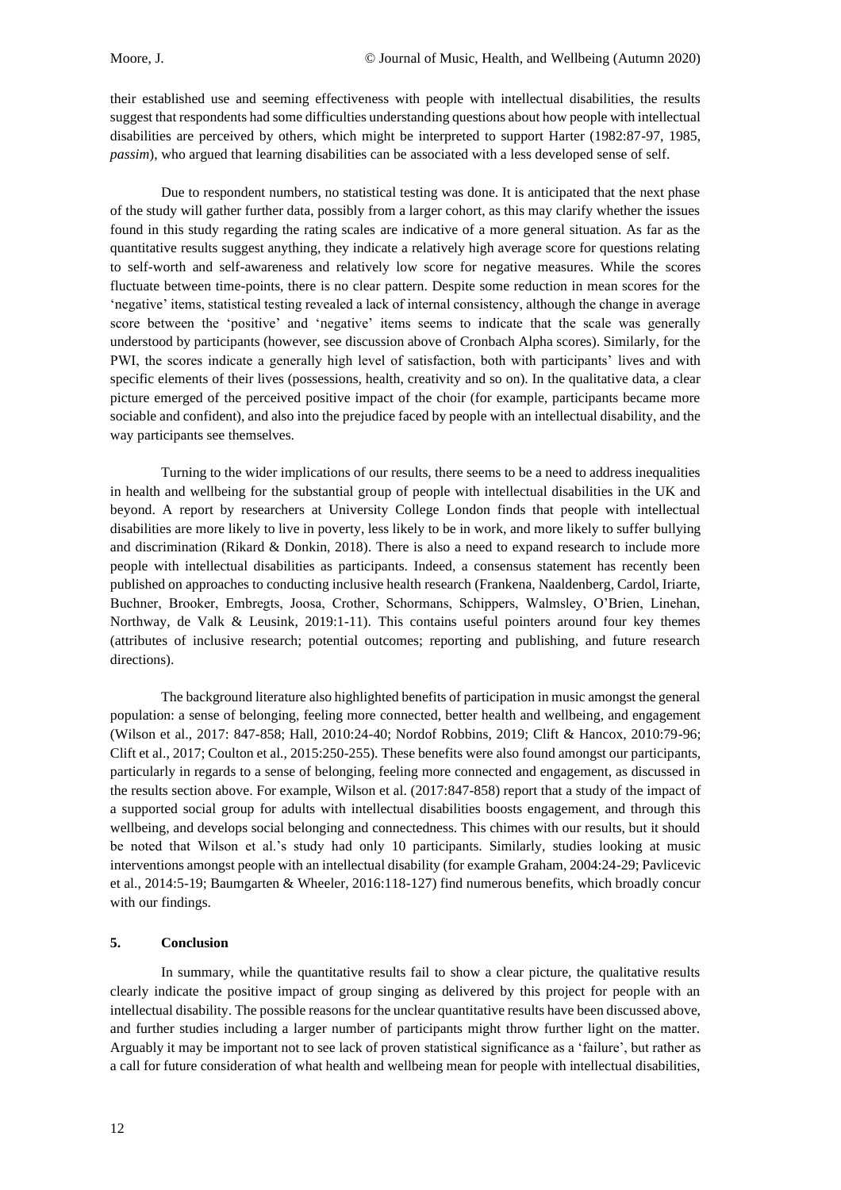their established use and seeming effectiveness with people with intellectual disabilities, the results suggest that respondents had some difficulties understanding questions about how people with intellectual disabilities are perceived by others, which might be interpreted to support Harter (1982:87-97, 1985, *passim*), who argued that learning disabilities can be associated with a less developed sense of self.

Due to respondent numbers, no statistical testing was done. It is anticipated that the next phase of the study will gather further data, possibly from a larger cohort, as this may clarify whether the issues found in this study regarding the rating scales are indicative of a more general situation. As far as the quantitative results suggest anything, they indicate a relatively high average score for questions relating to self-worth and self-awareness and relatively low score for negative measures. While the scores fluctuate between time-points, there is no clear pattern. Despite some reduction in mean scores for the 'negative' items, statistical testing revealed a lack of internal consistency, although the change in average score between the 'positive' and 'negative' items seems to indicate that the scale was generally understood by participants (however, see discussion above of Cronbach Alpha scores). Similarly, for the PWI, the scores indicate a generally high level of satisfaction, both with participants' lives and with specific elements of their lives (possessions, health, creativity and so on). In the qualitative data, a clear picture emerged of the perceived positive impact of the choir (for example, participants became more sociable and confident), and also into the prejudice faced by people with an intellectual disability, and the way participants see themselves.

Turning to the wider implications of our results, there seems to be a need to address inequalities in health and wellbeing for the substantial group of people with intellectual disabilities in the UK and beyond. A report by researchers at University College London finds that people with intellectual disabilities are more likely to live in poverty, less likely to be in work, and more likely to suffer bullying and discrimination (Rikard & Donkin, 2018). There is also a need to expand research to include more people with intellectual disabilities as participants. Indeed, a consensus statement has recently been published on approaches to conducting inclusive health research (Frankena, Naaldenberg, Cardol, Iriarte, Buchner, Brooker, Embregts, Joosa, Crother, Schormans, Schippers, Walmsley, O'Brien, Linehan, Northway, de Valk & Leusink, 2019:1-11). This contains useful pointers around four key themes (attributes of inclusive research; potential outcomes; reporting and publishing, and future research directions).

The background literature also highlighted benefits of participation in music amongst the general population: a sense of belonging, feeling more connected, better health and wellbeing, and engagement (Wilson et al., 2017: 847-858; Hall, 2010:24-40; Nordof Robbins, 2019; Clift & Hancox, 2010:79-96; Clift et al., 2017; Coulton et al., 2015:250-255). These benefits were also found amongst our participants, particularly in regards to a sense of belonging, feeling more connected and engagement, as discussed in the results section above. For example, Wilson et al. (2017:847-858) report that a study of the impact of a supported social group for adults with intellectual disabilities boosts engagement, and through this wellbeing, and develops social belonging and connectedness. This chimes with our results, but it should be noted that Wilson et al.'s study had only 10 participants. Similarly, studies looking at music interventions amongst people with an intellectual disability (for example Graham, 2004:24-29; Pavlicevic et al., 2014:5-19; Baumgarten & Wheeler, 2016:118-127) find numerous benefits, which broadly concur with our findings.

## 5. Conclusion

In summary, while the quantitative results fail to show a clear picture, the qualitative results clearly indicate the positive impact of group singing as delivered by this project for people with an intellectual disability. The possible reasons for the unclear quantitative results have been discussed above, and further studies including a larger number of participants might throw further light on the matter. Arguably it may be important not to see lack of proven statistical significance as a 'failure', but rather as a call for future consideration of what health and wellbeing mean for people with intellectual disabilities,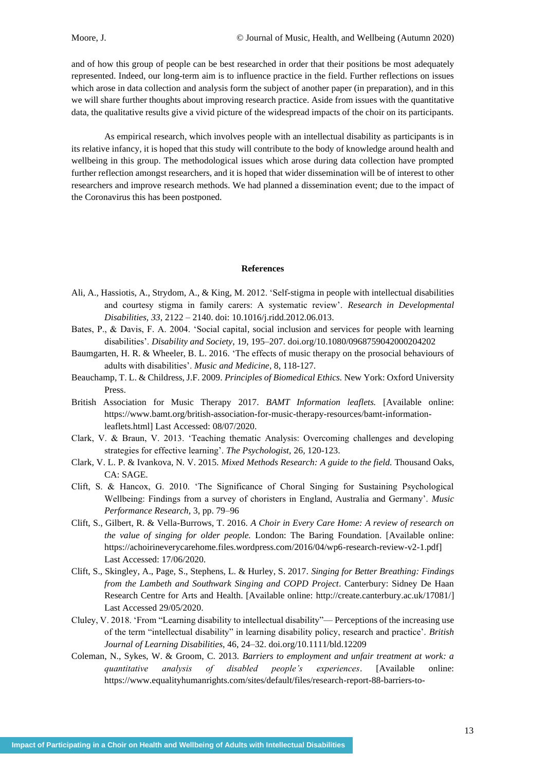and of how this group of people can be best researched in order that their positions be most adequately represented. Indeed, our long-term aim is to influence practice in the field. Further reflections on issues which arose in data collection and analysis form the subject of another paper (in preparation), and in this we will share further thoughts about improving research practice. Aside from issues with the quantitative data, the qualitative results give a vivid picture of the widespread impacts of the choir on its participants.

As empirical research, which involves people with an intellectual disability as participants is in its relative infancy, it is hoped that this study will contribute to the body of knowledge around health and wellbeing in this group. The methodological issues which arose during data collection have prompted further reflection amongst researchers, and it is hoped that wider dissemination will be of interest to other researchers and improve research methods. We had planned a dissemination event; due to the impact of the Coronavirus this has been postponed.

## References

Ali, A., Hassiotis, A., Strydom, A., & King, M. 2012. 'Self-stigma in people with intellectual disabilities and courtesy stigma in family carers: A systematic review'. *Research in Developmental Disabilities*, *33*, 2122 – 2140. doi: 10.1016/j.ridd.2012.06.013.

Bates, P., & Davis, F. A. 2004. 'Social capital, social inclusion and services for people with learning disabilities'. *Disability and Society*, 19, 195–207. doi.org/10.1080/0968759042000204202

Baumgarten, H. R. & Wheeler, B. L. 2016. 'The effects of music therapy on the prosocial behaviours of adults with disabilities'. *Music and Medicine*, 8, 118-127.

Beauchamp, T. L. & Childress, J.F. 2009. *Principles of Biomedical Ethics.* New York: Oxford University Press.

British Association for Music Therapy 2017. *BAMT Information leaflets.* [Available online: https://www.bamt.org/british-association-for-music-therapy-resources/bamt-information-leaflets.html] Last Accessed: 08/07/2020.

Clark, V. & Braun, V. 2013. 'Teaching thematic Analysis: Overcoming challenges and developing strategies for effective learning'. *The Psychologist*, 26, 120-123.

Clark, V. L. P. & Ivankova, N. V. 2015. *Mixed Methods Research: A guide to the field.* Thousand Oaks, CA: SAGE.

Clift, S. & Hancox, G. 2010. 'The Significance of Choral Singing for Sustaining Psychological Wellbeing: Findings from a survey of choristers in England, Australia and Germany'. *Music Performance Research,* 3, pp. 79–96

Clift, S., Gilbert, R. & Vella-Burrows, T. 2016. *A Choir in Every Care Home: A review of research on the value of singing for older people.* London: The Baring Foundation. [Available online: https://achoirineverycarehome.files.wordpress.com/2016/04/wp6-research-review-v2-1.pdf] Last Accessed: 17/06/2020.

Clift, S., Skingley, A., Page, S., Stephens, L. & Hurley, S. 2017. *Singing for Better Breathing: Findings from the Lambeth and Southwark Singing and COPD Project*. Canterbury: Sidney De Haan Research Centre for Arts and Health. [Available online: http://create.canterbury.ac.uk/17081/] Last Accessed 29/05/2020.

Cluley, V. 2018. 'From "Learning disability to intellectual disability"— Perceptions of the increasing use of the term "intellectual disability" in learning disability policy, research and practice'. *British Journal of Learning Disabilities*, 46, 24–32. doi.org/10.1111/bld.12209

Coleman, N., Sykes, W. & Groom, C. 2013. *Barriers to employment and unfair treatment at work: a quantitative analysis of disabled people's experiences*. [Available online: https://www.equalityhumanrights.com/sites/default/files/research-report-88-barriers-to-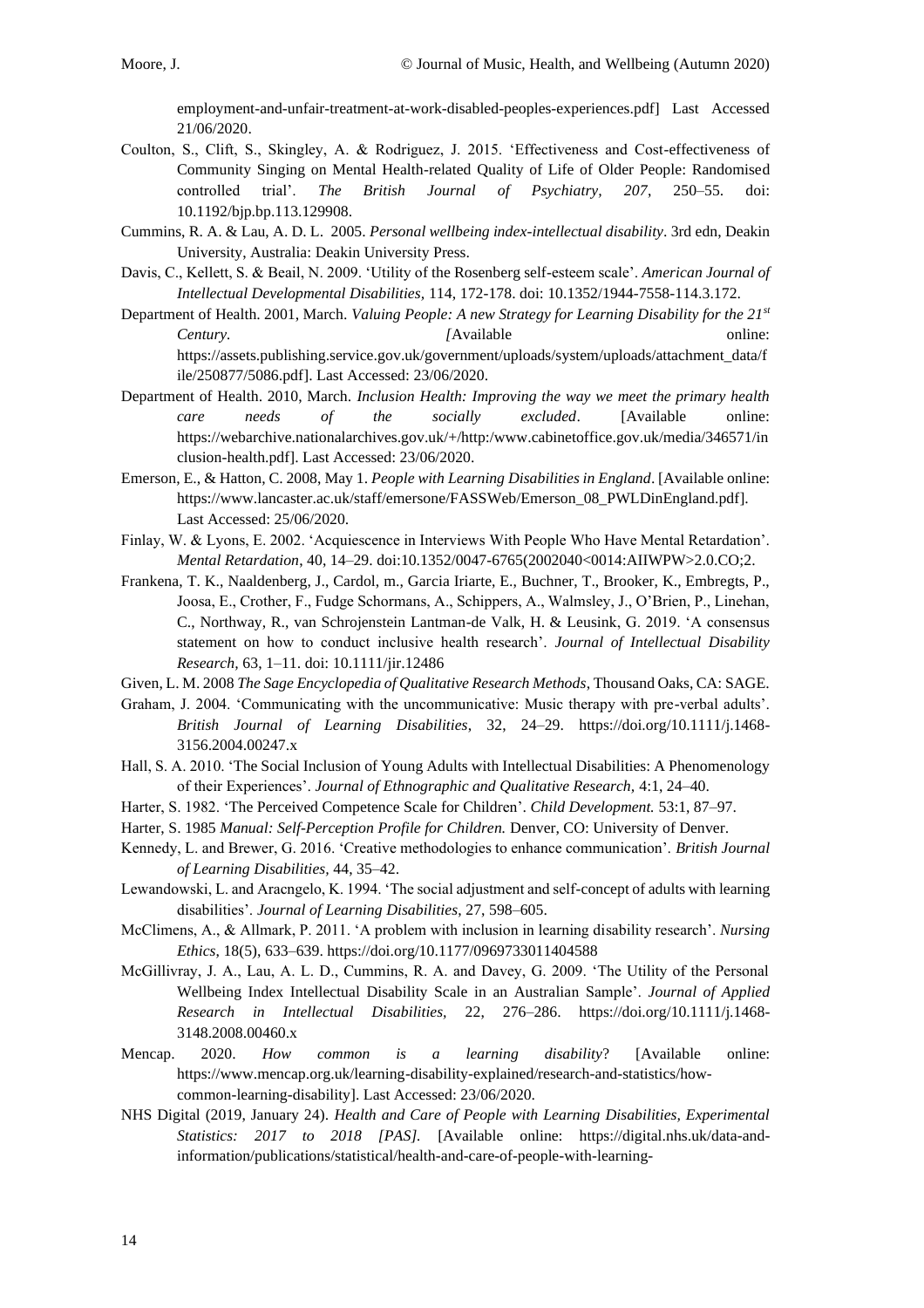employment-and-unfair-treatment-at-work-disabled-peoples-experiences.pdf] Last Accessed 21/06/2020.

Coulton, S., Clift, S., Skingley, A. & Rodriguez, J. 2015. 'Effectiveness and Cost-effectiveness of Community Singing on Mental Health-related Quality of Life of Older People: Randomised controlled trial'. *The British Journal of Psychiatry, 207*, 250–55. doi: 10.1192/bjp.bp.113.129908.

Cummins, R. A. & Lau, A. D. L. 2005. *Personal wellbeing index-intellectual disability*. 3rd edn, Deakin University, Australia: Deakin University Press.

Davis, C., Kellett, S. & Beail, N. 2009. 'Utility of the Rosenberg self-esteem scale'. *American Journal of Intellectual Developmental Disabilities,* 114, 172-178. doi: 10.1352/1944-7558-114.3.172.

Department of Health. 2001, March. *Valuing People: A new Strategy for Learning Disability for the 21st Century.* [Available online: https://assets.publishing.service.gov.uk/government/uploads/system/uploads/attachment_data/file/250877/5086.pdf]. Last Accessed: 23/06/2020.

Department of Health. 2010, March. *Inclusion Health: Improving the way we meet the primary health care needs of the socially excluded*. [Available online: https://webarchive.nationalarchives.gov.uk/+/http:/www.cabinetoffice.gov.uk/media/346571/inclusion-health.pdf]. Last Accessed: 23/06/2020.

Emerson, E., & Hatton, C. 2008, May 1. *People with Learning Disabilities in England*. [Available online: https://www.lancaster.ac.uk/staff/emersone/FASSWeb/Emerson_08_PWLDinEngland.pdf]. Last Accessed: 25/06/2020.

Finlay, W. & Lyons, E. 2002. 'Acquiescence in Interviews With People Who Have Mental Retardation'. *Mental Retardation*, 40, 14–29. doi:10.1352/0047-6765(2002040<0014:AIIWPW>2.0.CO;2.

Frankena, T. K., Naaldenberg, J., Cardol, m., Garcia Iriarte, E., Buchner, T., Brooker, K., Embregts, P., Joosa, E., Crother, F., Fudge Schormans, A., Schippers, A., Walmsley, J., O'Brien, P., Linehan, C., Northway, R., van Schrojenstein Lantman-de Valk, H. & Leusink, G. 2019. 'A consensus statement on how to conduct inclusive health research'. *Journal of Intellectual Disability Research,* 63, 1–11. doi: 10.1111/jir.12486

Given, L. M. 2008 *The Sage Encyclopedia of Qualitative Research Methods*, Thousand Oaks, CA: SAGE.

Graham, J. 2004. 'Communicating with the uncommunicative: Music therapy with pre-verbal adults'. *British Journal of Learning Disabilities*, 32, 24–29. https://doi.org/10.1111/j.1468-3156.2004.00247.x

Hall, S. A. 2010. 'The Social Inclusion of Young Adults with Intellectual Disabilities: A Phenomenology of their Experiences'. *Journal of Ethnographic and Qualitative Research,* 4:1, 24–40.

Harter, S. 1982. 'The Perceived Competence Scale for Children'. *Child Development.* 53:1, 87–97.

Harter, S. 1985 *Manual: Self-Perception Profile for Children.* Denver, CO: University of Denver.

Kennedy, L. and Brewer, G. 2016. 'Creative methodologies to enhance communication'. *British Journal of Learning Disabilities,* 44, 35–42.

Lewandowski, L. and Aracngelo, K. 1994. 'The social adjustment and self-concept of adults with learning disabilities'. *Journal of Learning Disabilities*, 27, 598–605.

McClimens, A., & Allmark, P. 2011. 'A problem with inclusion in learning disability research'. *Nursing Ethics*, 18(5), 633–639. https://doi.org/10.1177/0969733011404588

McGillivray, J. A., Lau, A. L. D., Cummins, R. A. and Davey, G. 2009. 'The Utility of the Personal Wellbeing Index Intellectual Disability Scale in an Australian Sample'. *Journal of Applied Research in Intellectual Disabilities,* 22, 276–286. https://doi.org/10.1111/j.1468-3148.2008.00460.x

Mencap. 2020. *How common is a learning disability*? [Available online: https://www.mencap.org.uk/learning-disability-explained/research-and-statistics/how-common-learning-disability]. Last Accessed: 23/06/2020.

NHS Digital (2019, January 24). *Health and Care of People with Learning Disabilities, Experimental Statistics: 2017 to 2018 [PAS].* [Available online: https://digital.nhs.uk/data-and-information/publications/statistical/health-and-care-of-people-with-learning-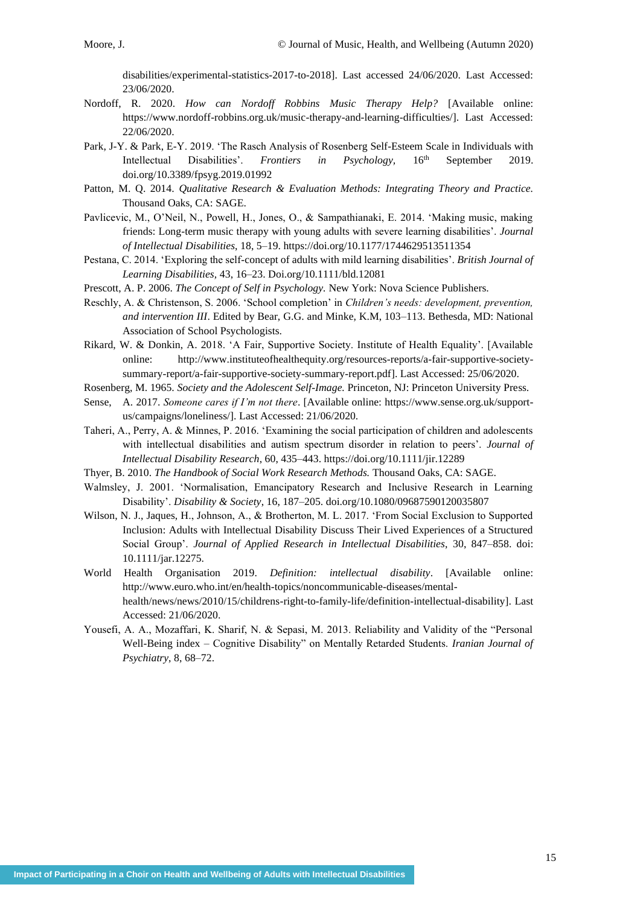disabilities/experimental-statistics-2017-to-2018]. Last accessed 24/06/2020. Last Accessed: 23/06/2020.

Nordoff, R. 2020. *How can Nordoff Robbins Music Therapy Help?* [Available online: https://www.nordoff-robbins.org.uk/music-therapy-and-learning-difficulties/]. Last Accessed: 22/06/2020.

Park, J-Y. & Park, E-Y. 2019. 'The Rasch Analysis of Rosenberg Self-Esteem Scale in Individuals with Intellectual Disabilities'. *Frontiers in Psychology,* 16th September 2019. doi.org/10.3389/fpsyg.2019.01992

Patton, M. Q. 2014. *Qualitative Research & Evaluation Methods: Integrating Theory and Practice.* Thousand Oaks, CA: SAGE.

Pavlicevic, M., O'Neil, N., Powell, H., Jones, O., & Sampathianaki, E. 2014. 'Making music, making friends: Long-term music therapy with young adults with severe learning disabilities'. *Journal of Intellectual Disabilities*, 18, 5–19. https://doi.org/10.1177/1744629513511354

Pestana, C. 2014. 'Exploring the self-concept of adults with mild learning disabilities'. *British Journal of Learning Disabilities,* 43, 16–23. Doi.org/10.1111/bld.12081

Prescott, A. P. 2006. *The Concept of Self in Psychology.* New York: Nova Science Publishers.

Reschly, A. & Christenson, S. 2006. 'School completion' in *Children's needs: development, prevention, and intervention III*. Edited by Bear, G.G. and Minke, K.M, 103–113. Bethesda, MD: National Association of School Psychologists.

Rikard, W. & Donkin, A. 2018. 'A Fair, Supportive Society. Institute of Health Equality'. [Available online: http://www.instituteofhealthequity.org/resources-reports/a-fair-supportive-society-summary-report/a-fair-supportive-society-summary-report.pdf]. Last Accessed: 25/06/2020.

Rosenberg, M. 1965. *Society and the Adolescent Self-Image.* Princeton, NJ: Princeton University Press.

Sense, A. 2017. *Someone cares if I'm not there*. [Available online: https://www.sense.org.uk/support-us/campaigns/loneliness/]. Last Accessed: 21/06/2020.

Taheri, A., Perry, A. & Minnes, P. 2016. 'Examining the social participation of children and adolescents with intellectual disabilities and autism spectrum disorder in relation to peers'. *Journal of Intellectual Disability Research*, 60, 435–443. https://doi.org/10.1111/jir.12289

Thyer, B. 2010. *The Handbook of Social Work Research Methods.* Thousand Oaks, CA: SAGE.

Walmsley, J. 2001. 'Normalisation, Emancipatory Research and Inclusive Research in Learning Disability'. *Disability & Society*, 16, 187–205. doi.org/10.1080/09687590120035807

Wilson, N. J., Jaques, H., Johnson, A., & Brotherton, M. L. 2017. 'From Social Exclusion to Supported Inclusion: Adults with Intellectual Disability Discuss Their Lived Experiences of a Structured Social Group'. *Journal of Applied Research in Intellectual Disabilities*, 30, 847–858. doi: 10.1111/jar.12275.

World Health Organisation 2019. *Definition: intellectual disability*. [Available online: http://www.euro.who.int/en/health-topics/noncommunicable-diseases/mental-health/news/news/2010/15/childrens-right-to-family-life/definition-intellectual-disability]. Last Accessed: 21/06/2020.

Yousefi, A. A., Mozaffari, K. Sharif, N. & Sepasi, M. 2013. Reliability and Validity of the "Personal Well-Being index – Cognitive Disability" on Mentally Retarded Students. *Iranian Journal of Psychiatry*, 8, 68–72.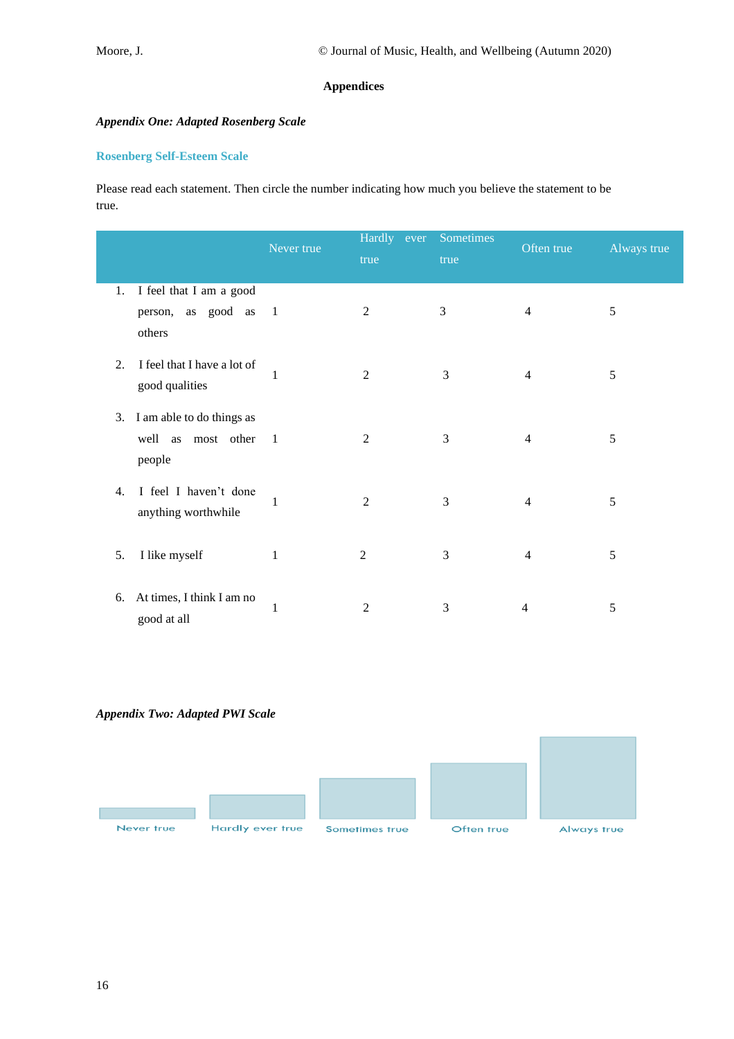## Appendices

***Appendix One: Adapted Rosenberg Scale***

### Rosenberg Self-Esteem Scale

Please read each statement. Then circle the number indicating how much you believe the statement to be true.

| | Never true | Hardly ever true | Sometimes true | Often true | Always true |
|---|---|---|---|---|---|
| 1. I feel that I am a good person, as good as others | 1 | 2 | 3 | 4 | 5 |
| 2. I feel that I have a lot of good qualities | 1 | 2 | 3 | 4 | 5 |
| 3. I am able to do things as well as most other people | 1 | 2 | 3 | 4 | 5 |
| 4. I feel I haven't done anything worthwhile | 1 | 2 | 3 | 4 | 5 |
| 5. I like myself | 1 | 2 | 3 | 4 | 5 |
| 6. At times, I think I am no good at all | 1 | 2 | 3 | 4 | 5 |

***Appendix Two: Adapted PWI Scale***

Never true | Hardly ever true | Sometimes true | Often true | Always true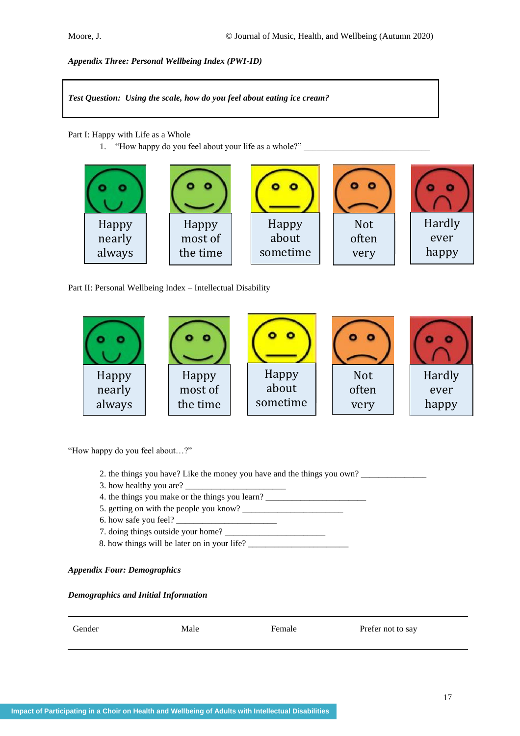*Appendix Three: Personal Wellbeing Index (PWI-ID)*

| *Test Question: Using the scale, how do you feel about eating ice cream?* |
|---|

Part I: Happy with Life as a Whole

1. "How happy do you feel about your life as a whole?" ______________________________

| Happy nearly always | Happy most of the time | Happy about sometime | Not often very | Hardly ever happy |
|---|---|---|---|---|

Part II: Personal Wellbeing Index – Intellectual Disability

| Happy nearly always | Happy most of the time | Happy about sometime | Not often very | Hardly ever happy |
|---|---|---|---|---|

"How happy do you feel about…?"

2. the things you have? Like the money you have and the things you own? _______________
3. how healthy you are? ________________________
4. the things you make or the things you learn? ________________________
5. getting on with the people you know? ________________________
6. how safe you feel? ________________________
7. doing things outside your home? ________________________
8. how things will be later on in your life? ________________________

*Appendix Four: Demographics*

*Demographics and Initial Information*

| Gender | Male | Female | Prefer not to say |
|---|---|---|---|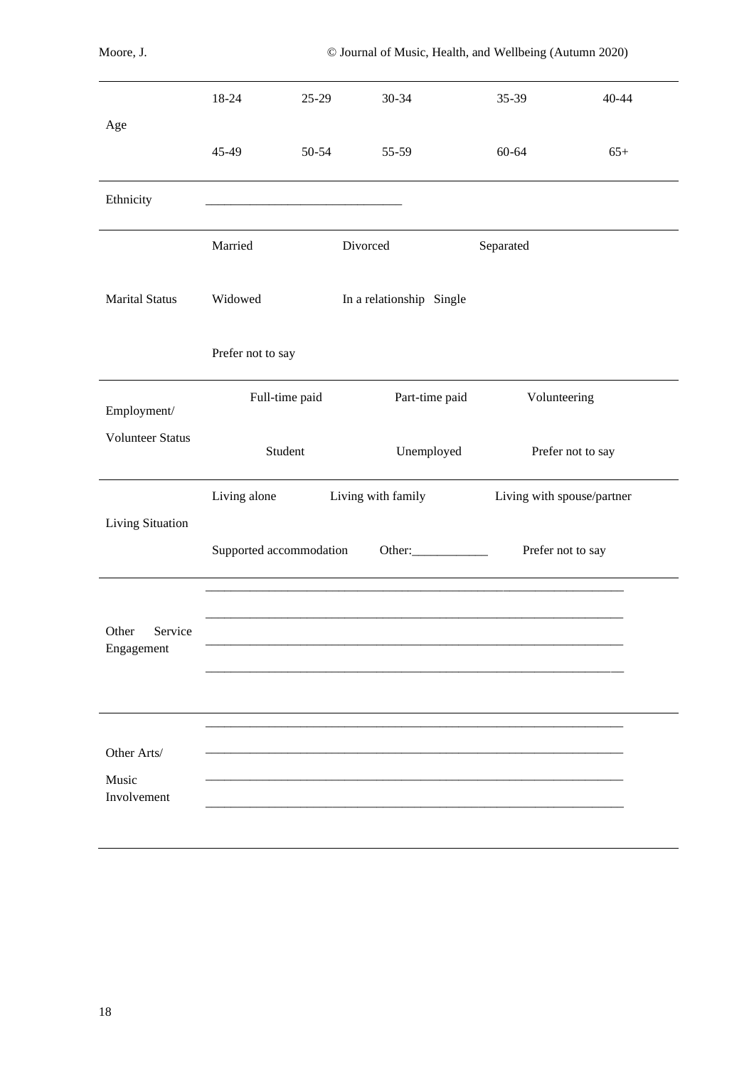| | | | | | |
|---|---|---|---|---|---|
| Age | 18-24 | 25-29 | 30-34 | 35-39 | 40-44 |
| | 45-49 | 50-54 | 55-59 | 60-64 | 65+ |
| Ethnicity | ______________________________ | | | | |
| Marital Status | Married | Divorced | Separated | | |
| | Widowed | In a relationship | Single | | |
| | Prefer not to say | | | | |
| Employment/ Volunteer Status | Full-time paid | Part-time paid | Volunteering | | |
| | Student | Unemployed | Prefer not to say | | |
| Living Situation | Living alone | Living with family | Living with spouse/partner | | |
| | Supported accommodation | Other:____________ | Prefer not to say | | |
| Other Service Engagement | ________________________________________________________________ <br> ________________________________________________________________ <br> ________________________________________________________________ <br> ________________________________________________________________ | | | | |
| Other Arts/ Music Involvement | ________________________________________________________________ <br> ________________________________________________________________ <br> ________________________________________________________________ <br> ________________________________________________________________ | | | | |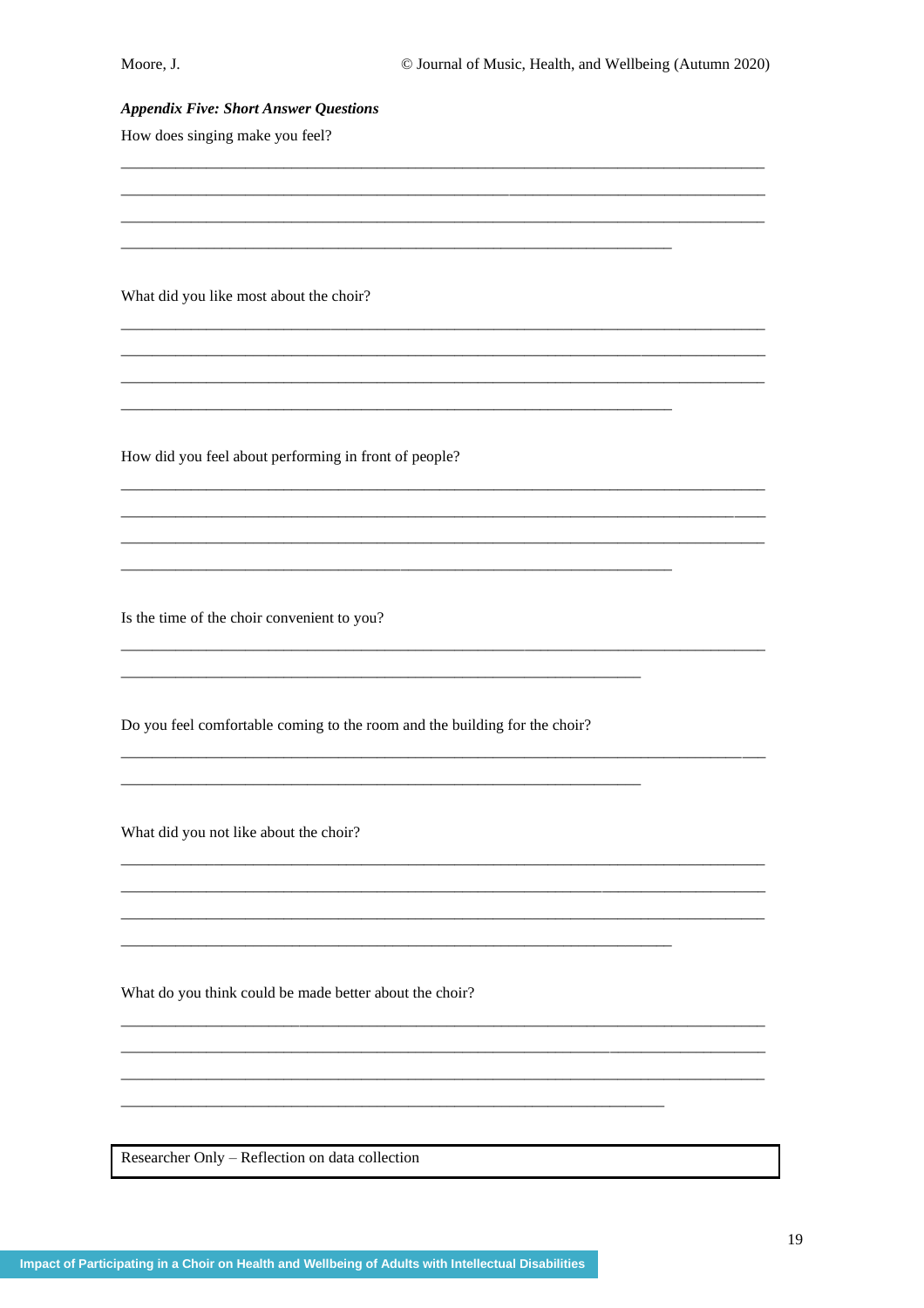***Appendix Five: Short Answer Questions***

How does singing make you feel?

______________________________________________________________________________

______________________________________________________________________________

______________________________________________________________________________

_________________________________________________________________

What did you like most about the choir?

______________________________________________________________________________

______________________________________________________________________________

______________________________________________________________________________

_________________________________________________________________

How did you feel about performing in front of people?

______________________________________________________________________________

______________________________________________________________________________

______________________________________________________________________________

_________________________________________________________________

Is the time of the choir convenient to you?

______________________________________________________________________________

_____________________________________________________________

Do you feel comfortable coming to the room and the building for the choir?

______________________________________________________________________________

_____________________________________________________________

What did you not like about the choir?

______________________________________________________________________________

______________________________________________________________________________

______________________________________________________________________________

_________________________________________________________________

What do you think could be made better about the choir?

______________________________________________________________________________

______________________________________________________________________________

______________________________________________________________________________

_________________________________________________________________

| Researcher Only – Reflection on data collection |
| --- |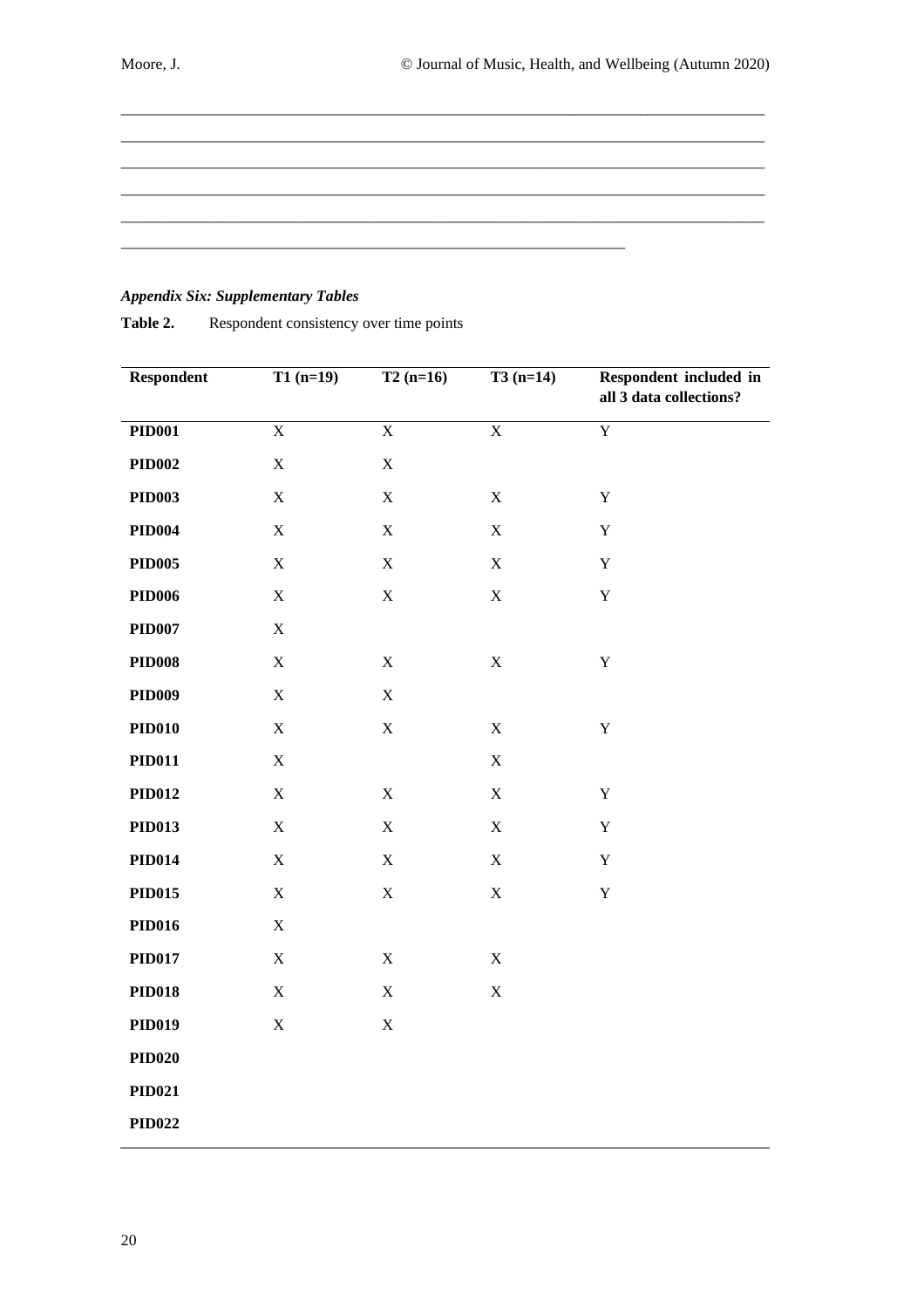_______________________________________________________________________________
_______________________________________________________________________________
_______________________________________________________________________________
_______________________________________________________________________________
_______________________________________________________________________________
_____________________________________________________________

***Appendix Six: Supplementary Tables***

**Table 2.** Respondent consistency over time points

| Respondent | T1 (n=19) | T2 (n=16) | T3 (n=14) | Respondent included in all 3 data collections? |
|---|---|---|---|---|
| **PID001** | X | X | X | Y |
| **PID002** | X | X | | |
| **PID003** | X | X | X | Y |
| **PID004** | X | X | X | Y |
| **PID005** | X | X | X | Y |
| **PID006** | X | X | X | Y |
| **PID007** | X | | | |
| **PID008** | X | X | X | Y |
| **PID009** | X | X | | |
| **PID010** | X | X | X | Y |
| **PID011** | X | | X | |
| **PID012** | X | X | X | Y |
| **PID013** | X | X | X | Y |
| **PID014** | X | X | X | Y |
| **PID015** | X | X | X | Y |
| **PID016** | X | | | |
| **PID017** | X | X | X | |
| **PID018** | X | X | X | |
| **PID019** | X | X | | |
| **PID020** | | | | |
| **PID021** | | | | |
| **PID022** | | | | |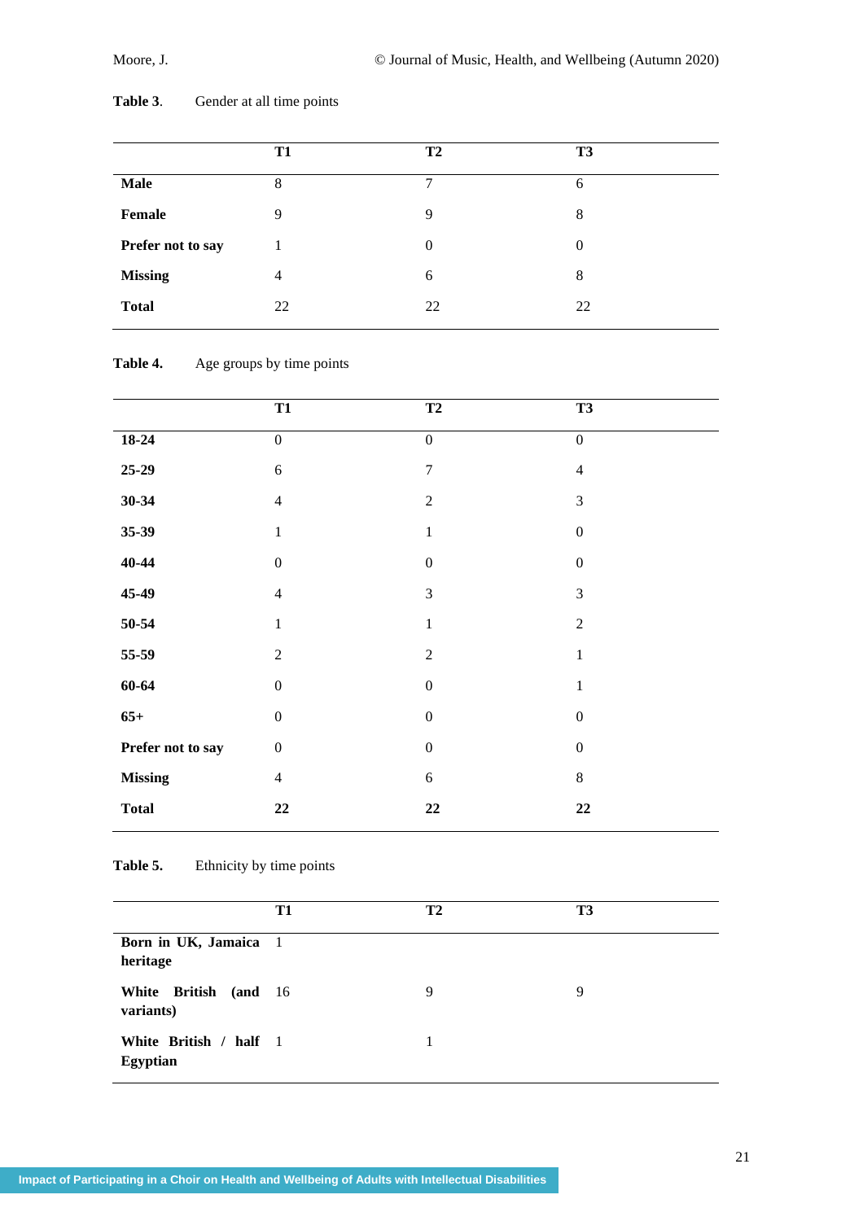**Table 3**. Gender at all time points

| | T1 | T2 | T3 |
|---|---|---|---|
| **Male** | 8 | 7 | 6 |
| **Female** | 9 | 9 | 8 |
| **Prefer not to say** | 1 | 0 | 0 |
| **Missing** | 4 | 6 | 8 |
| **Total** | 22 | 22 | 22 |

**Table 4.** Age groups by time points

| | T1 | T2 | T3 |
|---|---|---|---|
| **18-24** | 0 | 0 | 0 |
| **25-29** | 6 | 7 | 4 |
| **30-34** | 4 | 2 | 3 |
| **35-39** | 1 | 1 | 0 |
| **40-44** | 0 | 0 | 0 |
| **45-49** | 4 | 3 | 3 |
| **50-54** | 1 | 1 | 2 |
| **55-59** | 2 | 2 | 1 |
| **60-64** | 0 | 0 | 1 |
| **65+** | 0 | 0 | 0 |
| **Prefer not to say** | 0 | 0 | 0 |
| **Missing** | 4 | 6 | 8 |
| **Total** | **22** | **22** | **22** |

**Table 5.** Ethnicity by time points

| | T1 | T2 | T3 |
|---|---|---|---|
| **Born in UK, Jamaica heritage** | 1 | | |
| **White British (and variants)** | 16 | 9 | 9 |
| **White British / half Egyptian** | 1 | 1 | |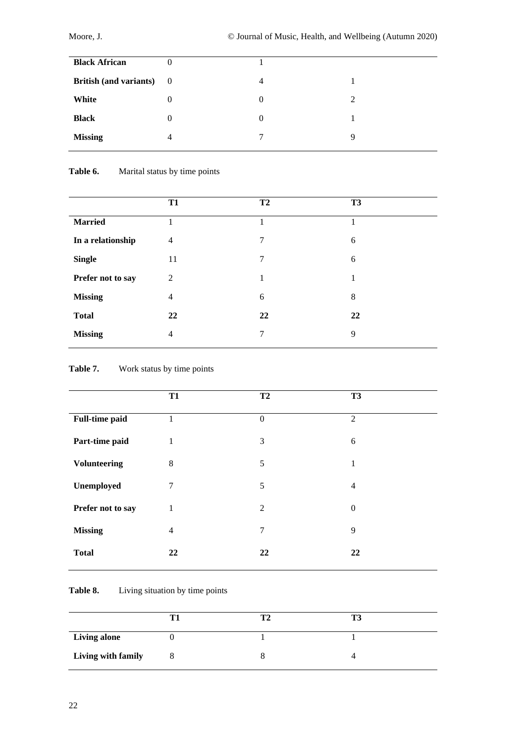| | | | |
|---|---|---|---|
| **Black African** | 0 | 1 | |
| **British (and variants)** | 0 | 4 | 1 |
| **White** | 0 | 0 | 2 |
| **Black** | 0 | 0 | 1 |
| **Missing** | 4 | 7 | 9 |

**Table 6.** Marital status by time points

| | **T1** | **T2** | **T3** |
|---|---|---|---|
| **Married** | 1 | 1 | 1 |
| **In a relationship** | 4 | 7 | 6 |
| **Single** | 11 | 7 | 6 |
| **Prefer not to say** | 2 | 1 | 1 |
| **Missing** | 4 | 6 | 8 |
| **Total** | **22** | **22** | **22** |
| **Missing** | 4 | 7 | 9 |

**Table 7.** Work status by time points

| | **T1** | **T2** | **T3** |
|---|---|---|---|
| **Full-time paid** | 1 | 0 | 2 |
| **Part-time paid** | 1 | 3 | 6 |
| **Volunteering** | 8 | 5 | 1 |
| **Unemployed** | 7 | 5 | 4 |
| **Prefer not to say** | 1 | 2 | 0 |
| **Missing** | 4 | 7 | 9 |
| **Total** | **22** | **22** | **22** |

**Table 8.** Living situation by time points

| | **T1** | **T2** | **T3** |
|---|---|---|---|
| **Living alone** | 0 | 1 | 1 |
| **Living with family** | 8 | 8 | 4 |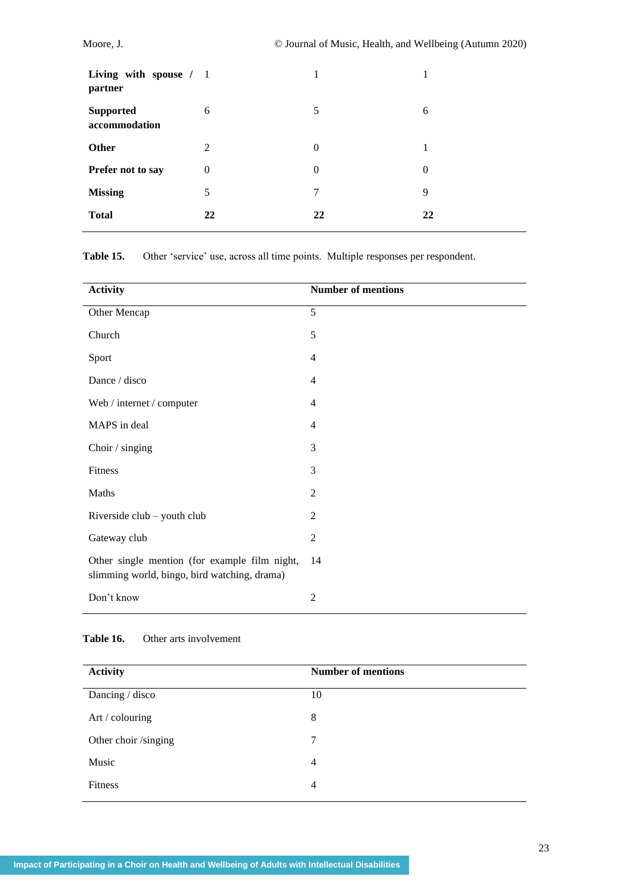| | | | |
|---|---|---|---|
| **Living with spouse / partner** | 1 | 1 | 1 |
| **Supported accommodation** | 6 | 5 | 6 |
| **Other** | 2 | 0 | 1 |
| **Prefer not to say** | 0 | 0 | 0 |
| **Missing** | 5 | 7 | 9 |
| **Total** | **22** | **22** | **22** |

**Table 15.** Other 'service' use, across all time points. Multiple responses per respondent.

| Activity | Number of mentions |
|---|---|
| Other Mencap | 5 |
| Church | 5 |
| Sport | 4 |
| Dance / disco | 4 |
| Web / internet / computer | 4 |
| MAPS in deal | 4 |
| Choir / singing | 3 |
| Fitness | 3 |
| Maths | 2 |
| Riverside club – youth club | 2 |
| Gateway club | 2 |
| Other single mention (for example film night, slimming world, bingo, bird watching, drama) | 14 |
| Don't know | 2 |

**Table 16.** Other arts involvement

| Activity | Number of mentions |
|---|---|
| Dancing / disco | 10 |
| Art / colouring | 8 |
| Other choir /singing | 7 |
| Music | 4 |
| Fitness | 4 |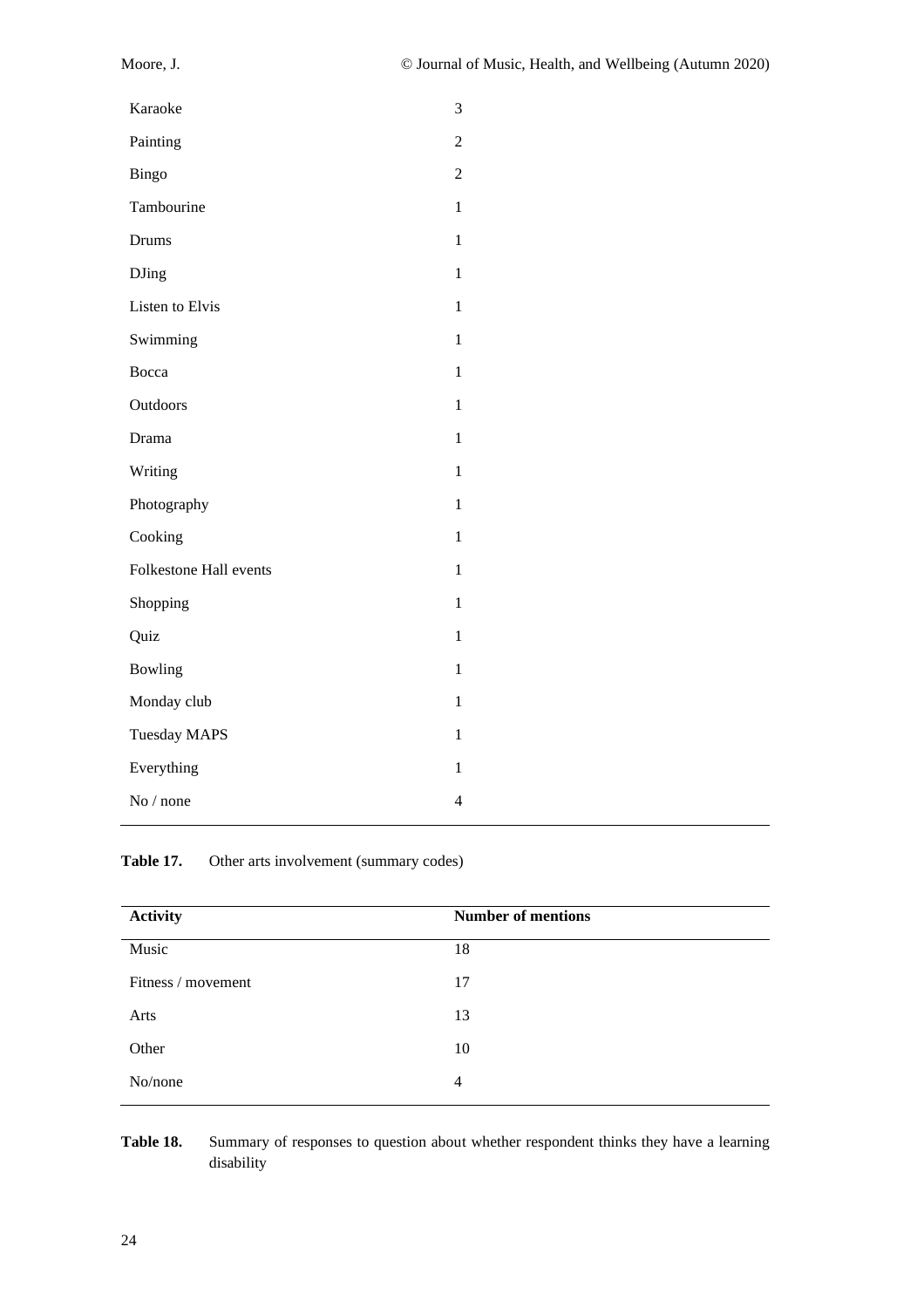| | |
|---|---|
| Karaoke | 3 |
| Painting | 2 |
| Bingo | 2 |
| Tambourine | 1 |
| Drums | 1 |
| DJing | 1 |
| Listen to Elvis | 1 |
| Swimming | 1 |
| Bocca | 1 |
| Outdoors | 1 |
| Drama | 1 |
| Writing | 1 |
| Photography | 1 |
| Cooking | 1 |
| Folkestone Hall events | 1 |
| Shopping | 1 |
| Quiz | 1 |
| Bowling | 1 |
| Monday club | 1 |
| Tuesday MAPS | 1 |
| Everything | 1 |
| No / none | 4 |

**Table 17.** Other arts involvement (summary codes)

| Activity | Number of mentions |
|---|---|
| Music | 18 |
| Fitness / movement | 17 |
| Arts | 13 |
| Other | 10 |
| No/none | 4 |

**Table 18.** Summary of responses to question about whether respondent thinks they have a learning disability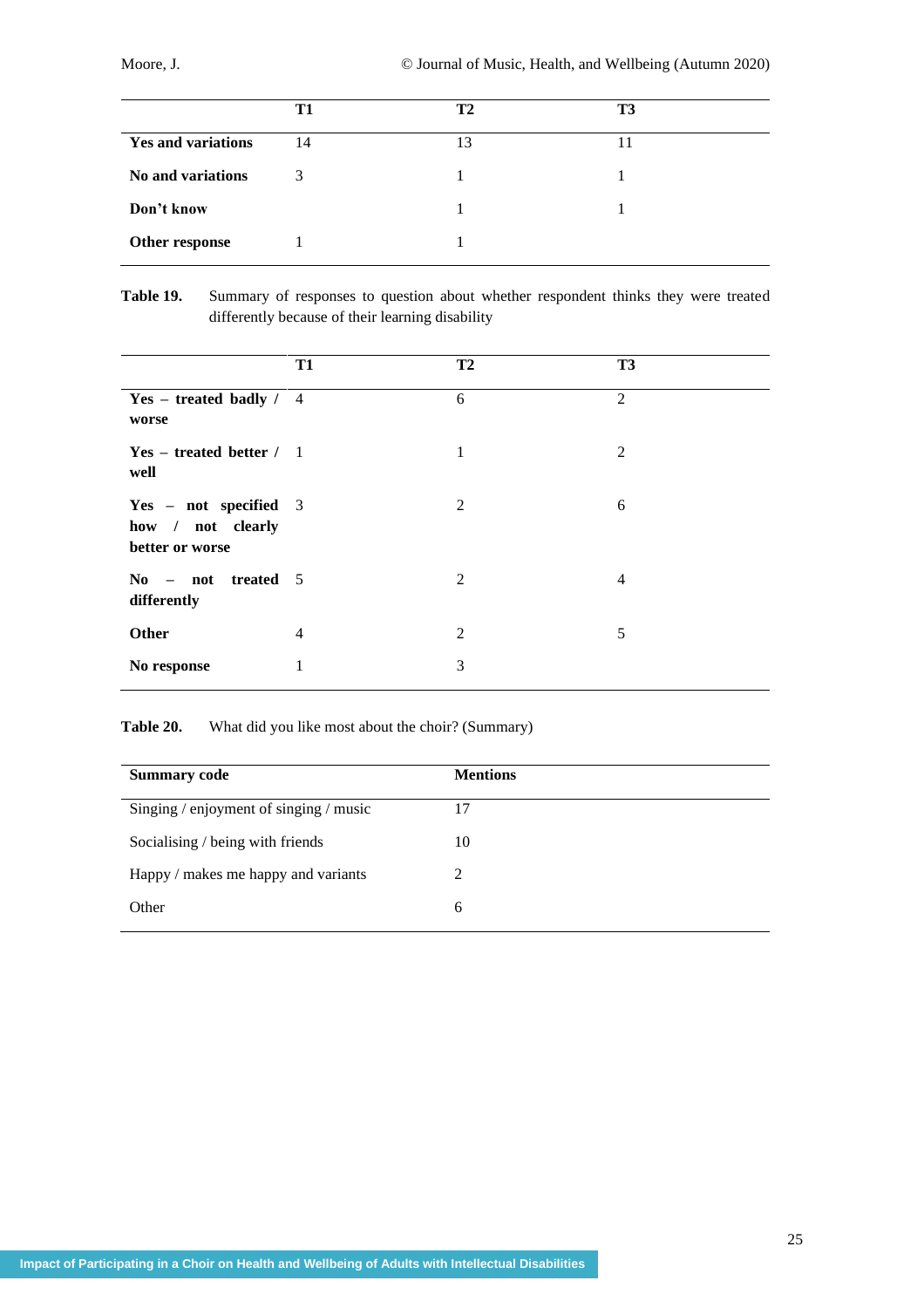| | T1 | T2 | T3 |
|---|---|---|---|
| **Yes and variations** | 14 | 13 | 11 |
| **No and variations** | 3 | 1 | 1 |
| **Don't know** | | 1 | 1 |
| **Other response** | 1 | 1 | |

**Table 19.** Summary of responses to question about whether respondent thinks they were treated differently because of their learning disability

| | T1 | T2 | T3 |
|---|---|---|---|
| **Yes – treated badly / worse** | 4 | 6 | 2 |
| **Yes – treated better / well** | 1 | 1 | 2 |
| **Yes – not specified how / not clearly better or worse** | 3 | 2 | 6 |
| **No – not treated differently** | 5 | 2 | 4 |
| **Other** | 4 | 2 | 5 |
| **No response** | 1 | 3 | |

**Table 20.** What did you like most about the choir? (Summary)

| Summary code | Mentions |
|---|---|
| Singing / enjoyment of singing / music | 17 |
| Socialising / being with friends | 10 |
| Happy / makes me happy and variants | 2 |
| Other | 6 |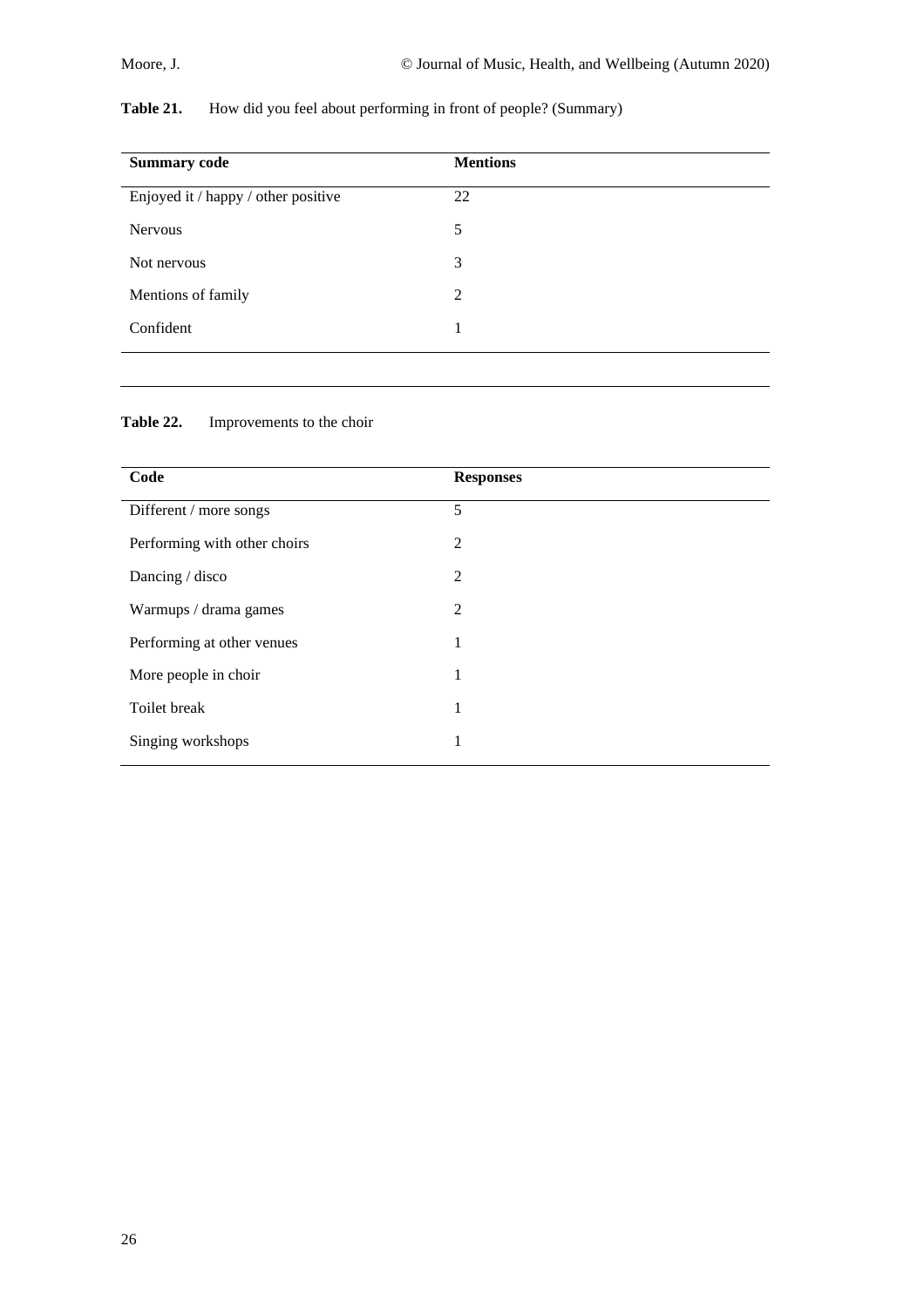**Table 21.** How did you feel about performing in front of people? (Summary)

| Summary code | Mentions |
|---|---|
| Enjoyed it / happy / other positive | 22 |
| Nervous | 5 |
| Not nervous | 3 |
| Mentions of family | 2 |
| Confident | 1 |

**Table 22.** Improvements to the choir

| Code | Responses |
|---|---|
| Different / more songs | 5 |
| Performing with other choirs | 2 |
| Dancing / disco | 2 |
| Warmups / drama games | 2 |
| Performing at other venues | 1 |
| More people in choir | 1 |
| Toilet break | 1 |
| Singing workshops | 1 |